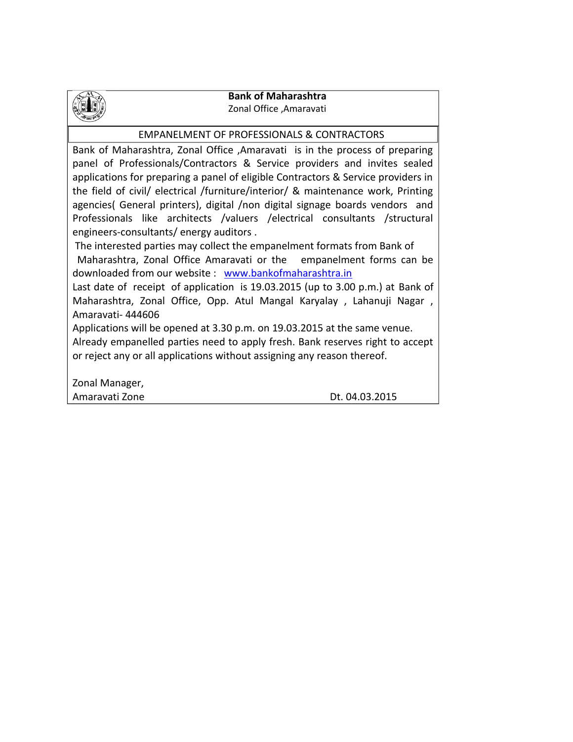**Bank of Maharashtra**
Zonal Office ,Amaravati

## EMPANELMENT OF PROFESSIONALS & CONTRACTORS

Bank of Maharashtra, Zonal Office ,Amaravati is in the process of preparing panel of Professionals/Contractors & Service providers and invites sealed applications for preparing a panel of eligible Contractors & Service providers in the field of civil/ electrical /furniture/interior/ & maintenance work, Printing agencies( General printers), digital /non digital signage boards vendors and Professionals like architects /valuers /electrical consultants /structural engineers-consultants/ energy auditors .

The interested parties may collect the empanelment formats from Bank of Maharashtra, Zonal Office Amaravati or the empanelment forms can be downloaded from our website : www.bankofmaharashtra.in

Last date of receipt of application is 19.03.2015 (up to 3.00 p.m.) at Bank of Maharashtra, Zonal Office, Opp. Atul Mangal Karyalay , Lahanuji Nagar , Amaravati- 444606

Applications will be opened at 3.30 p.m. on 19.03.2015 at the same venue.

Already empanelled parties need to apply fresh. Bank reserves right to accept or reject any or all applications without assigning any reason thereof.

Zonal Manager,
Amaravati Zone

Dt. 04.03.2015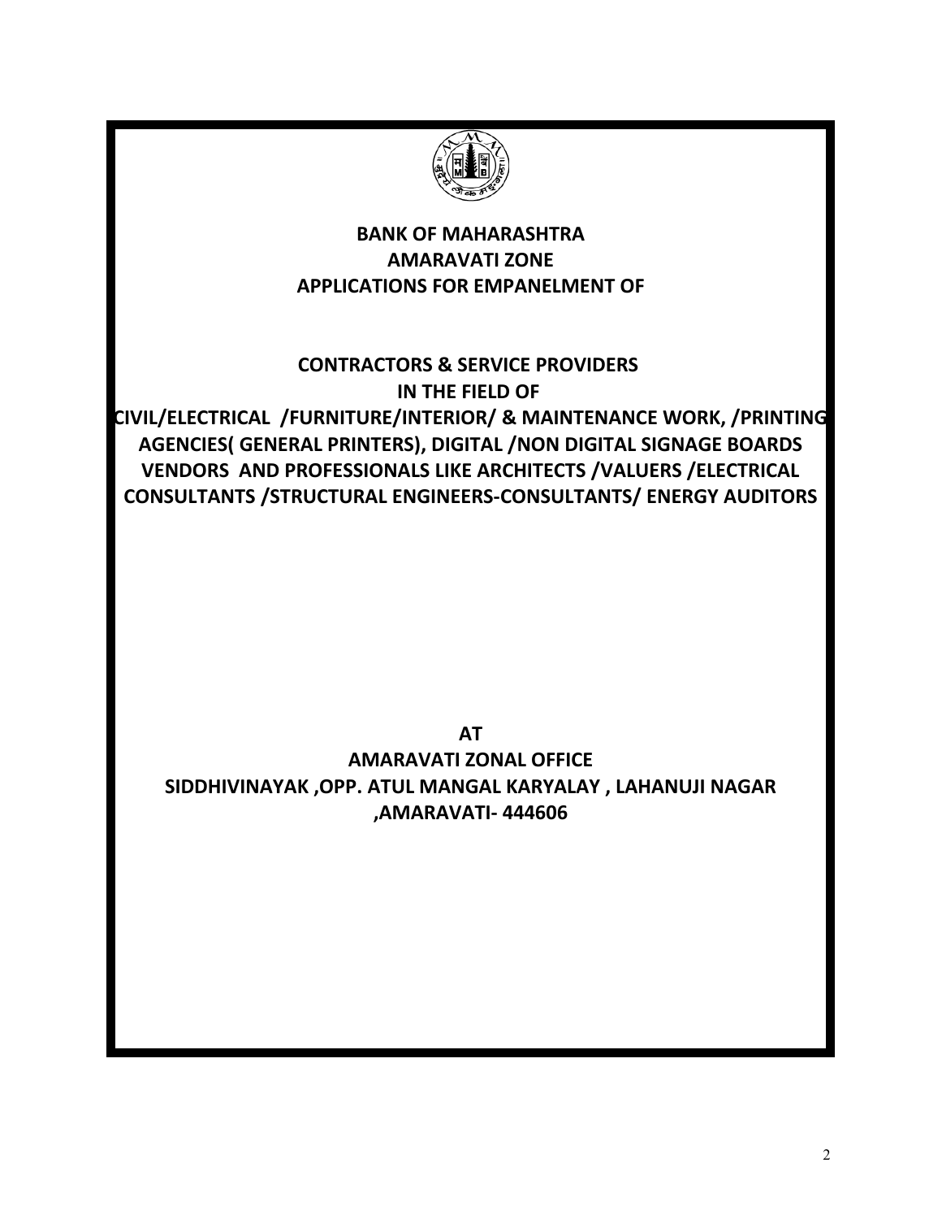**BANK OF MAHARASHTRA**
**AMARAVATI ZONE**
**APPLICATIONS FOR EMPANELMENT OF**

**CONTRACTORS & SERVICE PROVIDERS**
**IN THE FIELD OF**
**CIVIL/ELECTRICAL /FURNITURE/INTERIOR/ & MAINTENANCE WORK, /PRINTING AGENCIES( GENERAL PRINTERS), DIGITAL /NON DIGITAL SIGNAGE BOARDS VENDORS AND PROFESSIONALS LIKE ARCHITECTS /VALUERS /ELECTRICAL CONSULTANTS /STRUCTURAL ENGINEERS-CONSULTANTS/ ENERGY AUDITORS**

**AT**
**AMARAVATI ZONAL OFFICE**
**SIDDHIVINAYAK ,OPP. ATUL MANGAL KARYALAY , LAHANUJI NAGAR ,AMARAVATI- 444606**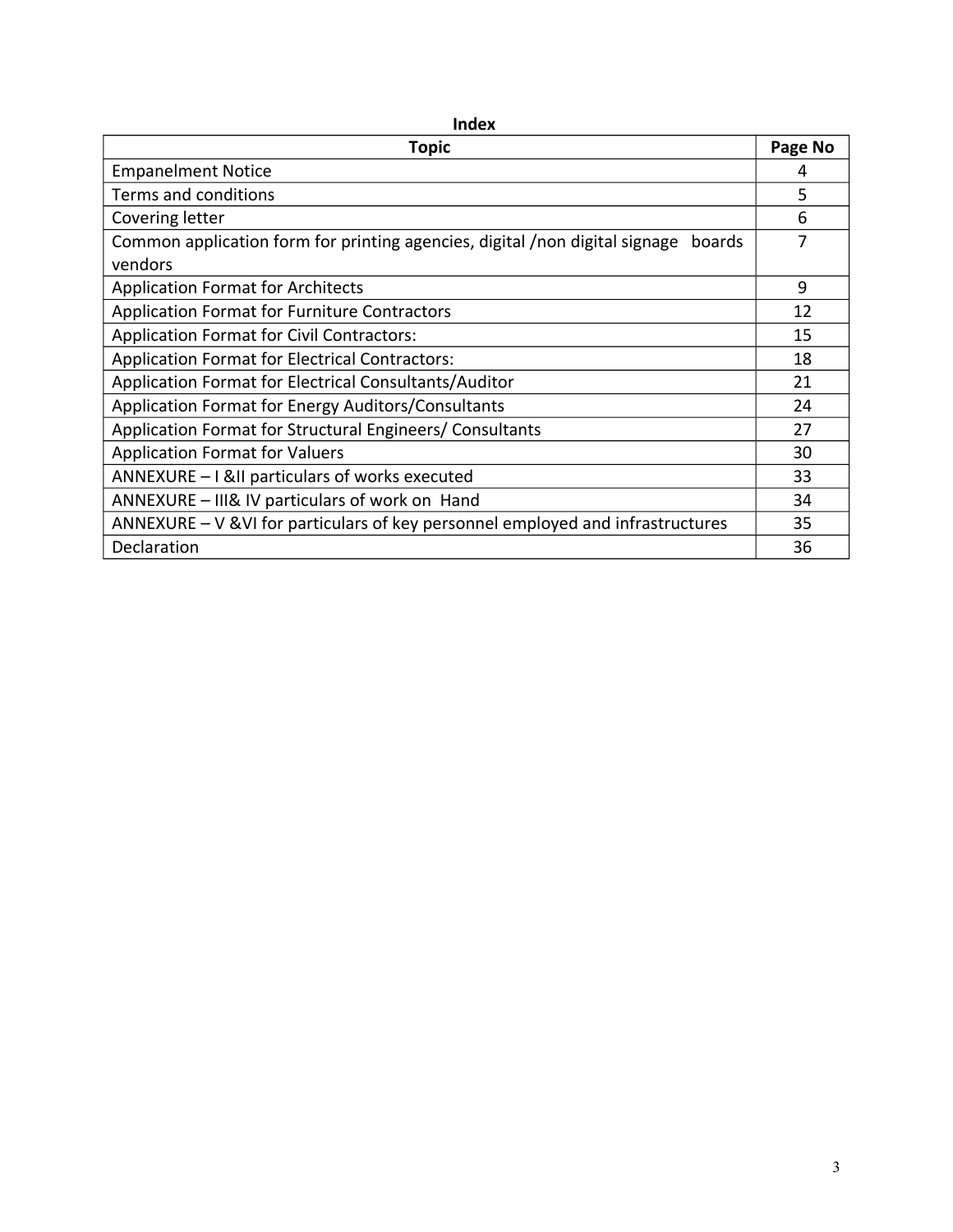**Index**

| Topic | Page No |
| --- | --- |
| Empanelment Notice | 4 |
| Terms and conditions | 5 |
| Covering letter | 6 |
| Common application form for printing agencies, digital /non digital signage boards vendors | 7 |
| Application Format for Architects | 9 |
| Application Format for Furniture Contractors | 12 |
| Application Format for Civil Contractors: | 15 |
| Application Format for Electrical Contractors: | 18 |
| Application Format for Electrical Consultants/Auditor | 21 |
| Application Format for Energy Auditors/Consultants | 24 |
| Application Format for Structural Engineers/ Consultants | 27 |
| Application Format for Valuers | 30 |
| ANNEXURE – I &II particulars of works executed | 33 |
| ANNEXURE – III& IV particulars of work on Hand | 34 |
| ANNEXURE – V &VI for particulars of key personnel employed and infrastructures | 35 |
| Declaration | 36 |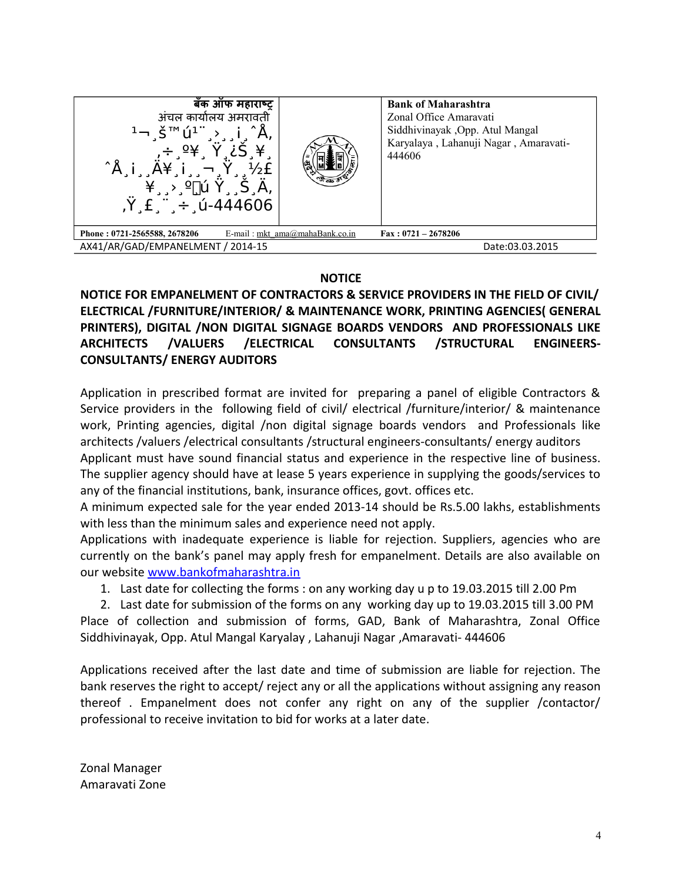| बँक ऑफ महाराष्ट्र<br>अंचल कार्यालय अमरावती<br>¹¬¸Š™ú¹¨¸>¸¸¡¸ˆÅ,<br>,÷¸º¥¸ Ÿ¸¿Š¸¥¸<br>ˆÅ¸¡¸¸Ä¥¸¡¸¸¬¸Ÿ¸¸½£<br>¥¸¸>¸º̧ú Ÿ¸¸Š¸Ä,<br>,Ÿ¸£¸¨¸÷¸ú-444606 | | **Bank of Maharashtra**<br>Zonal Office Amaravati<br>Siddhivinayak ,Opp. Atul Mangal Karyalaya , Lahanuji Nagar , Amaravati-444606 |
|---|---|---|
| **Phone : 0721-2565588, 2678206** | E-mail : mkt_ama@mahaBank.co.in | **Fax : 0721 – 2678206** |

AX41/AR/GAD/EMPANELMENT / 2014-15 Date:03.03.2015

**NOTICE**

**NOTICE FOR EMPANELMENT OF CONTRACTORS & SERVICE PROVIDERS IN THE FIELD OF CIVIL/ ELECTRICAL /FURNITURE/INTERIOR/ & MAINTENANCE WORK, PRINTING AGENCIES( GENERAL PRINTERS), DIGITAL /NON DIGITAL SIGNAGE BOARDS VENDORS AND PROFESSIONALS LIKE ARCHITECTS /VALUERS /ELECTRICAL CONSULTANTS /STRUCTURAL ENGINEERS-CONSULTANTS/ ENERGY AUDITORS**

Application in prescribed format are invited for preparing a panel of eligible Contractors & Service providers in the following field of civil/ electrical /furniture/interior/ & maintenance work, Printing agencies, digital /non digital signage boards vendors and Professionals like architects /valuers /electrical consultants /structural engineers-consultants/ energy auditors
Applicant must have sound financial status and experience in the respective line of business. The supplier agency should have at lease 5 years experience in supplying the goods/services to any of the financial institutions, bank, insurance offices, govt. offices etc.
A minimum expected sale for the year ended 2013-14 should be Rs.5.00 lakhs, establishments with less than the minimum sales and experience need not apply.
Applications with inadequate experience is liable for rejection. Suppliers, agencies who are currently on the bank's panel may apply fresh for empanelment. Details are also available on our website www.bankofmaharashtra.in

1. Last date for collecting the forms : on any working day u p to 19.03.2015 till 2.00 Pm
2. Last date for submission of the forms on any working day up to 19.03.2015 till 3.00 PM

Place of collection and submission of forms, GAD, Bank of Maharashtra, Zonal Office Siddhivinayak, Opp. Atul Mangal Karyalay , Lahanuji Nagar ,Amaravati- 444606

Applications received after the last date and time of submission are liable for rejection. The bank reserves the right to accept/ reject any or all the applications without assigning any reason thereof . Empanelment does not confer any right on any of the supplier /contactor/ professional to receive invitation to bid for works at a later date.

Zonal Manager
Amaravati Zone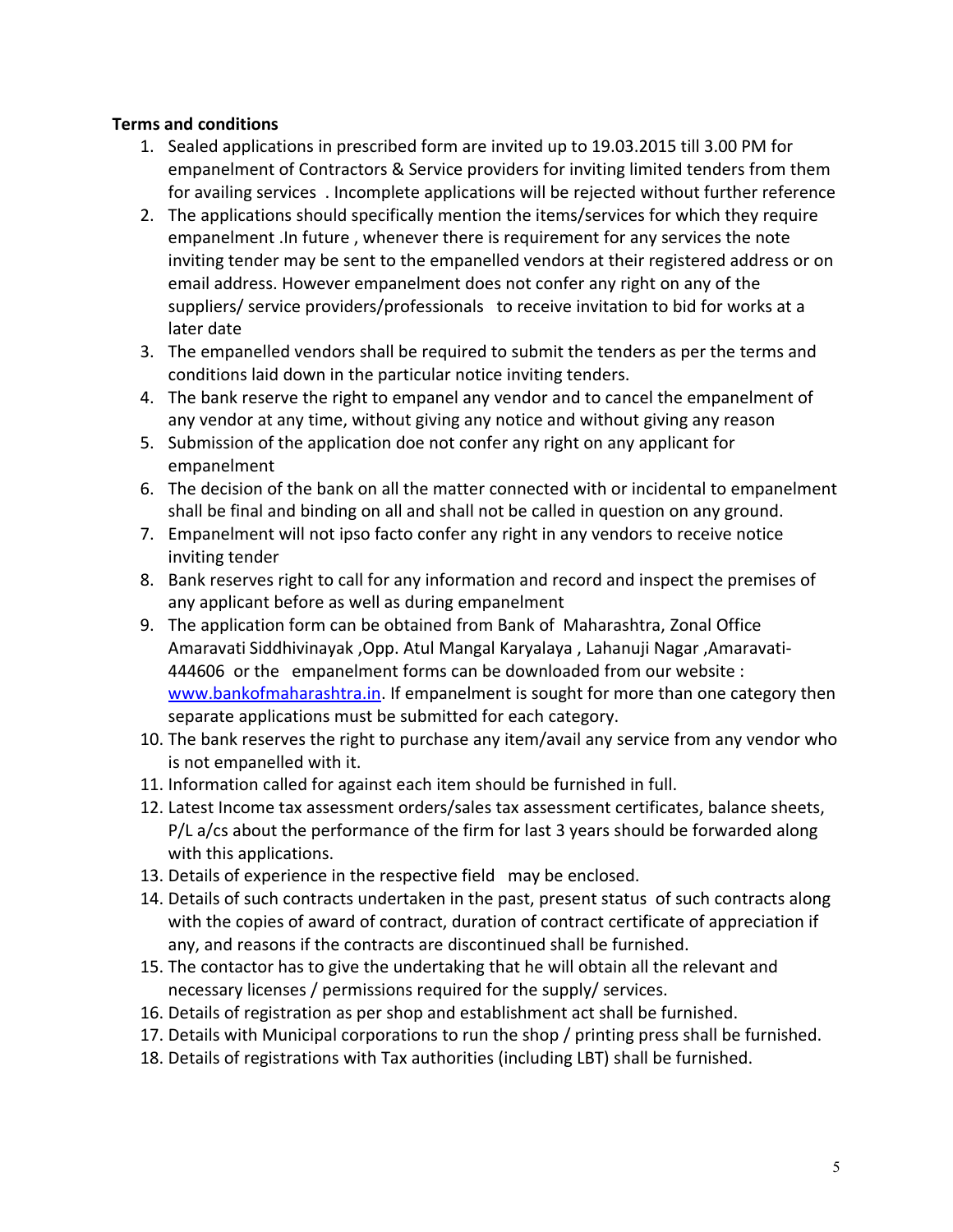**Terms and conditions**

1. Sealed applications in prescribed form are invited up to 19.03.2015 till 3.00 PM for empanelment of Contractors & Service providers for inviting limited tenders from them for availing services . Incomplete applications will be rejected without further reference
2. The applications should specifically mention the items/services for which they require empanelment .In future , whenever there is requirement for any services the note inviting tender may be sent to the empanelled vendors at their registered address or on email address. However empanelment does not confer any right on any of the suppliers/ service providers/professionals to receive invitation to bid for works at a later date
3. The empanelled vendors shall be required to submit the tenders as per the terms and conditions laid down in the particular notice inviting tenders.
4. The bank reserve the right to empanel any vendor and to cancel the empanelment of any vendor at any time, without giving any notice and without giving any reason
5. Submission of the application doe not confer any right on any applicant for empanelment
6. The decision of the bank on all the matter connected with or incidental to empanelment shall be final and binding on all and shall not be called in question on any ground.
7. Empanelment will not ipso facto confer any right in any vendors to receive notice inviting tender
8. Bank reserves right to call for any information and record and inspect the premises of any applicant before as well as during empanelment
9. The application form can be obtained from Bank of Maharashtra, Zonal Office Amaravati Siddhivinayak ,Opp. Atul Mangal Karyalaya , Lahanuji Nagar ,Amaravati-444606 or the empanelment forms can be downloaded from our website : [www.bankofmaharashtra.in](http://www.bankofmaharashtra.in). If empanelment is sought for more than one category then separate applications must be submitted for each category.
10. The bank reserves the right to purchase any item/avail any service from any vendor who is not empanelled with it.
11. Information called for against each item should be furnished in full.
12. Latest Income tax assessment orders/sales tax assessment certificates, balance sheets, P/L a/cs about the performance of the firm for last 3 years should be forwarded along with this applications.
13. Details of experience in the respective field may be enclosed.
14. Details of such contracts undertaken in the past, present status of such contracts along with the copies of award of contract, duration of contract certificate of appreciation if any, and reasons if the contracts are discontinued shall be furnished.
15. The contactor has to give the undertaking that he will obtain all the relevant and necessary licenses / permissions required for the supply/ services.
16. Details of registration as per shop and establishment act shall be furnished.
17. Details with Municipal corporations to run the shop / printing press shall be furnished.
18. Details of registrations with Tax authorities (including LBT) shall be furnished.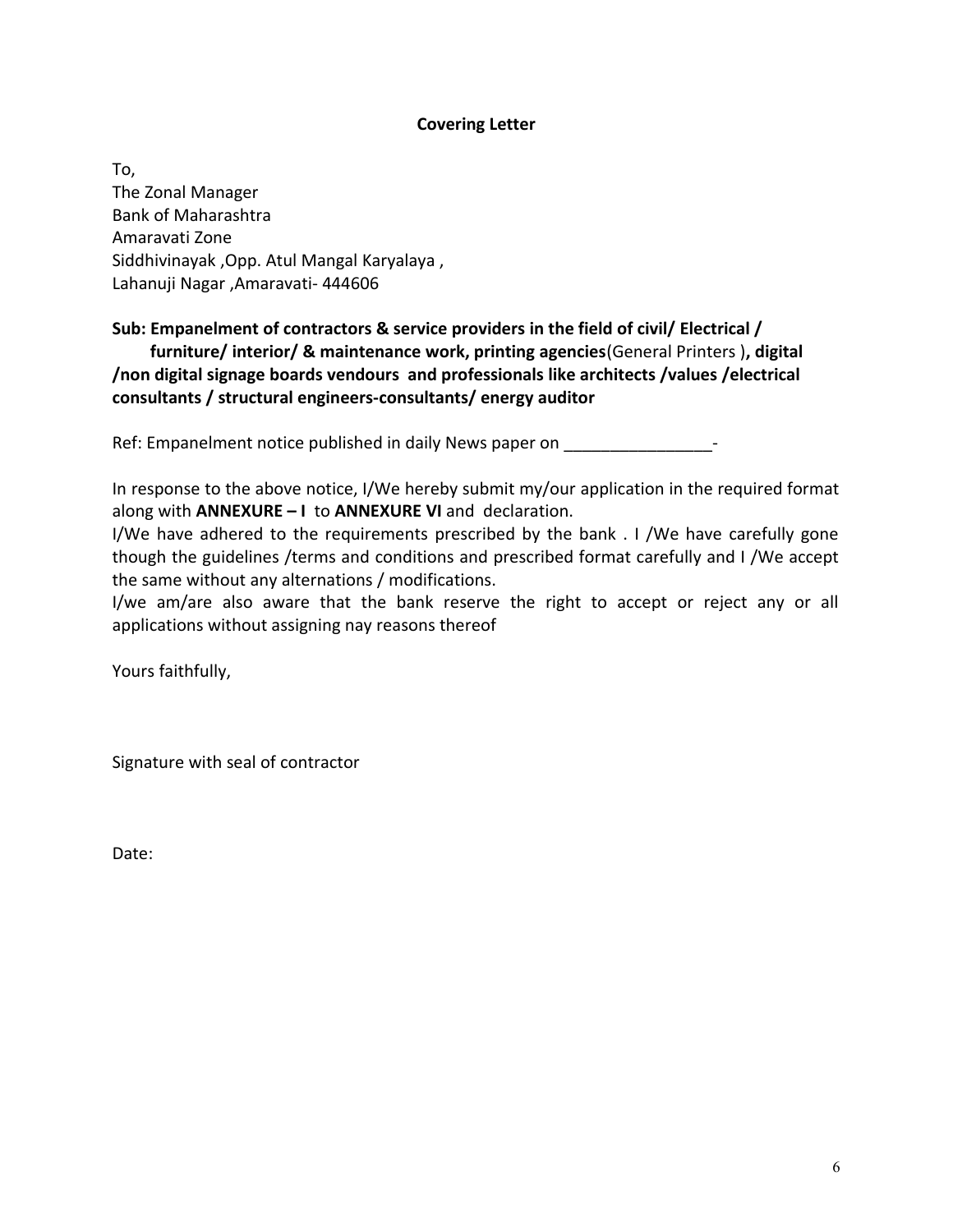## Covering Letter

To,
The Zonal Manager
Bank of Maharashtra
Amaravati Zone
Siddhivinayak ,Opp. Atul Mangal Karyalaya ,
Lahanuji Nagar ,Amaravati- 444606

**Sub: Empanelment of contractors & service providers in the field of civil/ Electrical / furniture/ interior/ & maintenance work, printing agencies**(General Printers )**, digital /non digital signage boards vendours and professionals like architects /values /electrical consultants / structural engineers-consultants/ energy auditor**

Ref: Empanelment notice published in daily News paper on ________________-

In response to the above notice, I/We hereby submit my/our application in the required format along with **ANNEXURE – I** to **ANNEXURE VI** and declaration.

I/We have adhered to the requirements prescribed by the bank . I /We have carefully gone though the guidelines /terms and conditions and prescribed format carefully and I /We accept the same without any alternations / modifications.

I/we am/are also aware that the bank reserve the right to accept or reject any or all applications without assigning nay reasons thereof

Yours faithfully,

Signature with seal of contractor

Date: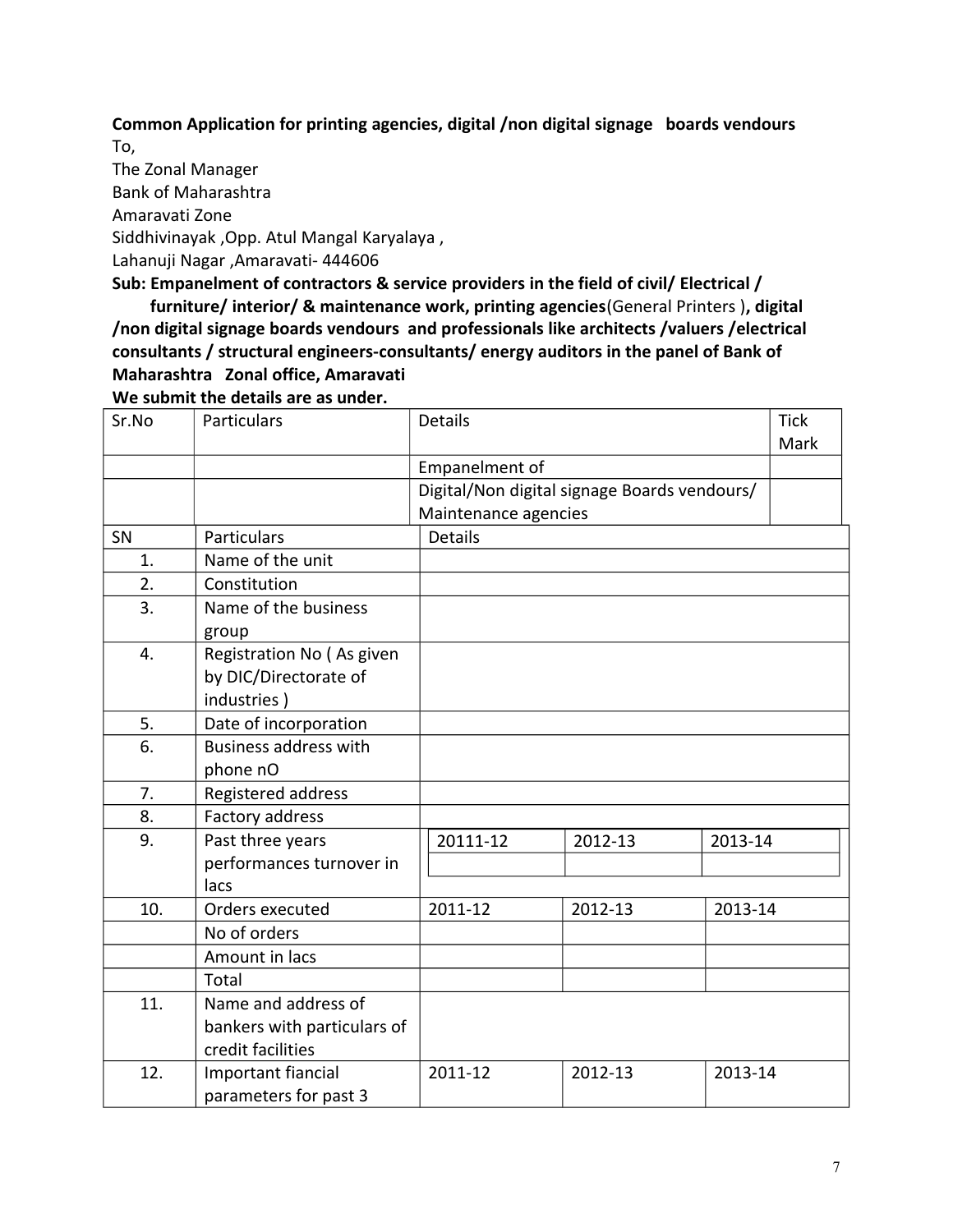**Common Application for printing agencies, digital /non digital signage boards vendours**

To,

The Zonal Manager

Bank of Maharashtra

Amaravati Zone

Siddhivinayak ,Opp. Atul Mangal Karyalaya ,

Lahanuji Nagar ,Amaravati- 444606

**Sub: Empanelment of contractors & service providers in the field of civil/ Electrical / furniture/ interior/ & maintenance work, printing agencies**(General Printers )**, digital /non digital signage boards vendours and professionals like architects /valuers /electrical consultants / structural engineers-consultants/ energy auditors in the panel of Bank of Maharashtra Zonal office, Amaravati**

**We submit the details are as under.**

| Sr.No | Particulars | Details | Tick Mark |
|---|---|---|---|
| | | Empanelment of | |
| | | Digital/Non digital signage Boards vendours/ Maintenance agencies | |

| SN | Particulars | Details | | |
|---|---|---|---|---|
| 1. | Name of the unit | | | |
| 2. | Constitution | | | |
| 3. | Name of the business group | | | |
| 4. | Registration No ( As given by DIC/Directorate of industries ) | | | |
| 5. | Date of incorporation | | | |
| 6. | Business address with phone nO | | | |
| 7. | Registered address | | | |
| 8. | Factory address | | | |
| 9. | Past three years performances turnover in lacs | 20111-12 | 2012-13 | 2013-14 |
| | | | | |
| 10. | Orders executed | 2011-12 | 2012-13 | 2013-14 |
| | No of orders | | | |
| | Amount in lacs | | | |
| | Total | | | |
| 11. | Name and address of bankers with particulars of credit facilities | | | |
| 12. | Important fiancial parameters for past 3 | 2011-12 | 2012-13 | 2013-14 |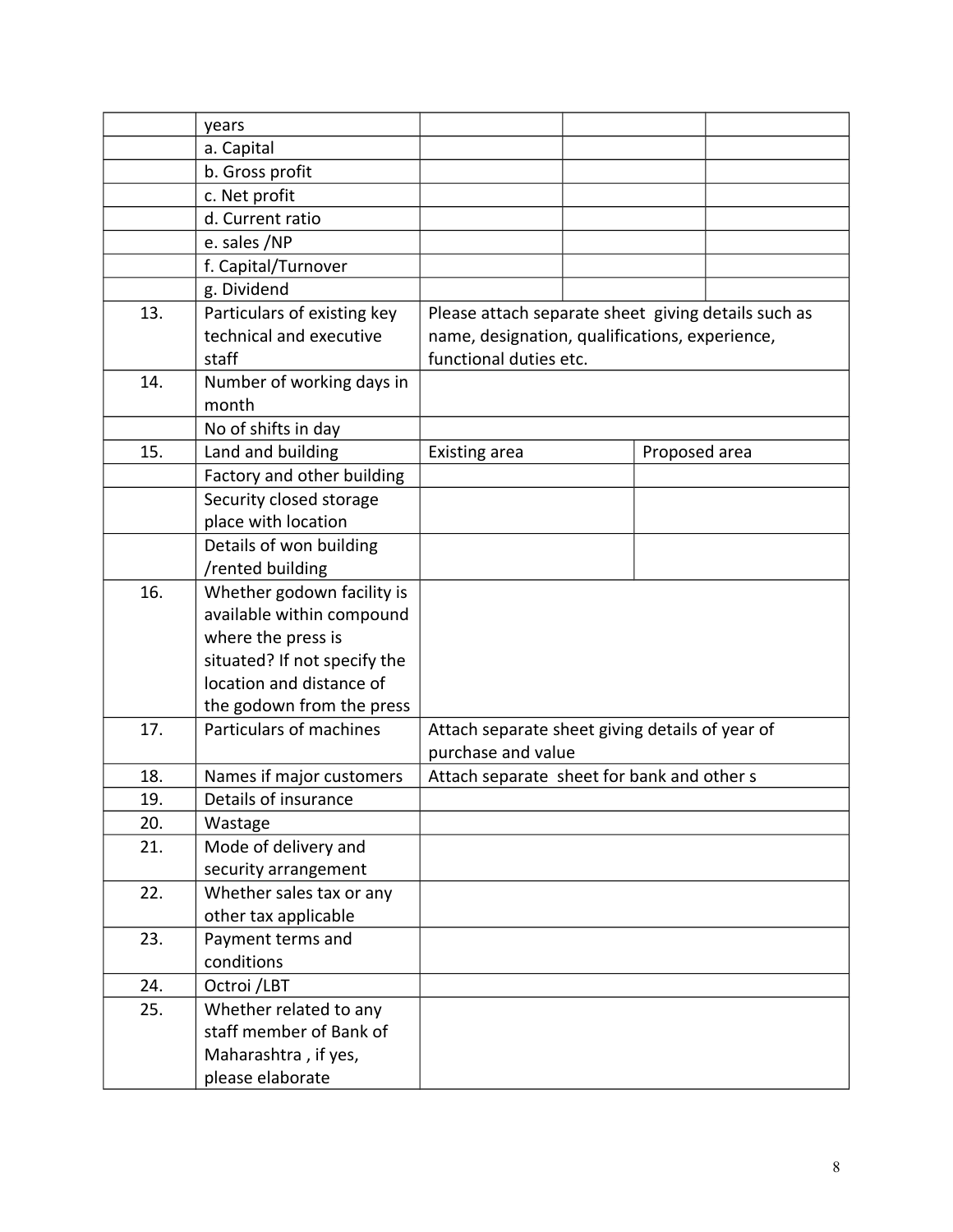| | | | | |
|---|---|---|---|---|
| | years | | | |
| | a. Capital | | | |
| | b. Gross profit | | | |
| | c. Net profit | | | |
| | d. Current ratio | | | |
| | e. sales /NP | | | |
| | f. Capital/Turnover | | | |
| | g. Dividend | | | |
| 13. | Particulars of existing key technical and executive staff | Please attach separate sheet giving details such as name, designation, qualifications, experience, functional duties etc. | | |
| 14. | Number of working days in month | | | |
| | No of shifts in day | | | |
| 15. | Land and building | Existing area | | Proposed area |
| | Factory and other building | | | |
| | Security closed storage place with location | | | |
| | Details of won building /rented building | | | |
| 16. | Whether godown facility is available within compound where the press is situated? If not specify the location and distance of the godown from the press | | | |
| 17. | Particulars of machines | Attach separate sheet giving details of year of purchase and value | | |
| 18. | Names if major customers | Attach separate sheet for bank and other s | | |
| 19. | Details of insurance | | | |
| 20. | Wastage | | | |
| 21. | Mode of delivery and security arrangement | | | |
| 22. | Whether sales tax or any other tax applicable | | | |
| 23. | Payment terms and conditions | | | |
| 24. | Octroi /LBT | | | |
| 25. | Whether related to any staff member of Bank of Maharashtra , if yes, please elaborate | | | |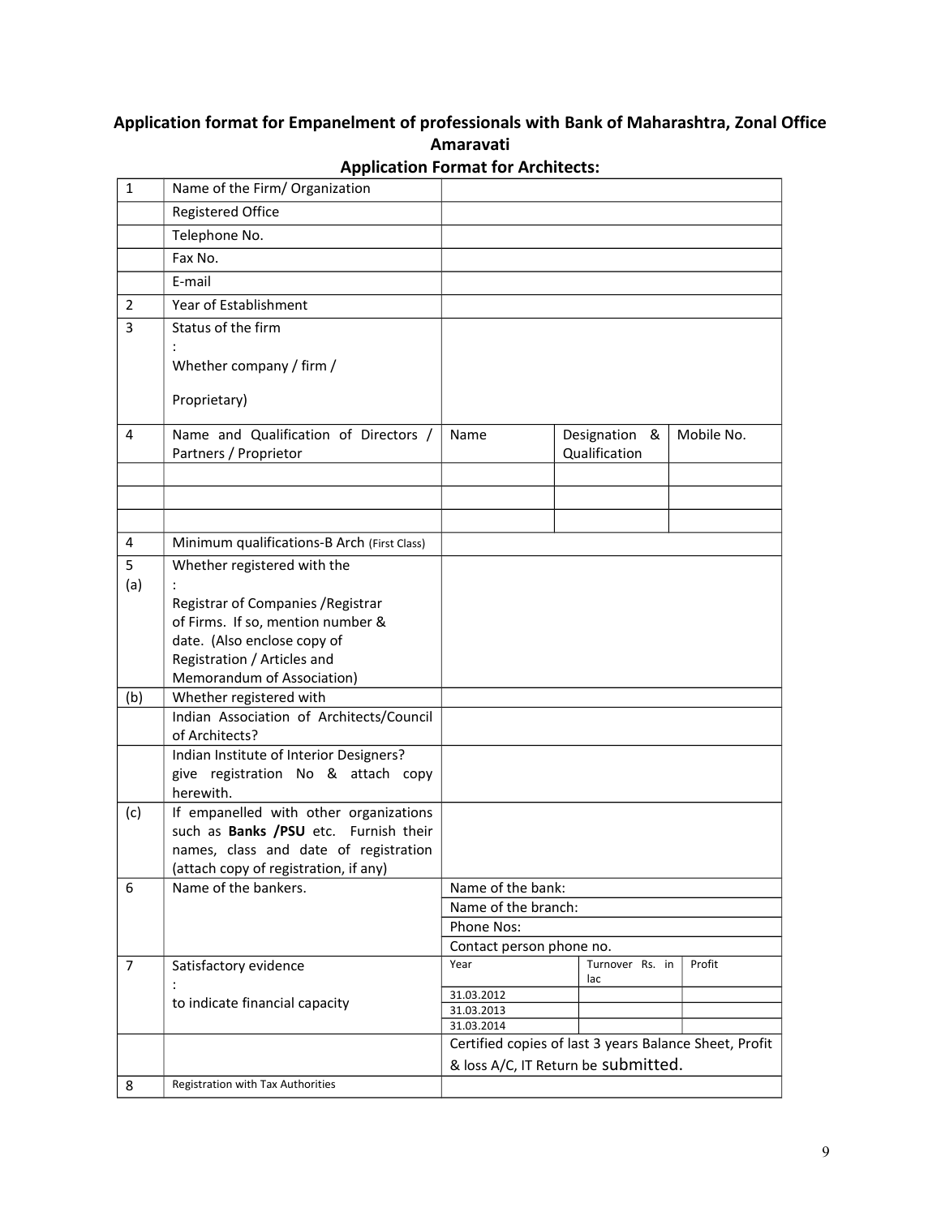## Application format for Empanelment of professionals with Bank of Maharashtra, Zonal Office Amaravati

### Application Format for Architects:

| | | | | |
|---|---|---|---|---|
| 1 | Name of the Firm/ Organization | | | |
| | Registered Office | | | |
| | Telephone No. | | | |
| | Fax No. | | | |
| | E-mail | | | |
| 2 | Year of Establishment | | | |
| 3 | Status of the firm : Whether company / firm / Proprietary) | | | |
| 4 | Name and Qualification of Directors / Partners / Proprietor | Name | Designation & Qualification | Mobile No. |
| | | | | |
| | | | | |
| | | | | |
| 4 | Minimum qualifications-B Arch (First Class) | | | |
| 5 (a) | Whether registered with the : Registrar of Companies /Registrar of Firms. If so, mention number & date. (Also enclose copy of Registration / Articles and Memorandum of Association) | | | |
| (b) | Whether registered with | | | |
| | Indian Association of Architects/Council of Architects? | | | |
| | Indian Institute of Interior Designers? give registration No & attach copy herewith. | | | |
| (c) | If empanelled with other organizations such as **Banks /PSU** etc. Furnish their names, class and date of registration (attach copy of registration, if any) | | | |
| 6 | Name of the bankers. | Name of the bank: | | |
| | | Name of the branch: | | |
| | | Phone Nos: | | |
| | | Contact person phone no. | | |
| 7 | Satisfactory evidence : to indicate financial capacity | Year | Turnover Rs. in lac | Profit |
| | | 31.03.2012 | | |
| | | 31.03.2013 | | |
| | | 31.03.2014 | | |
| | | Certified copies of last 3 years Balance Sheet, Profit & loss A/C, IT Return be submitted. | | |
| 8 | Registration with Tax Authorities | | | |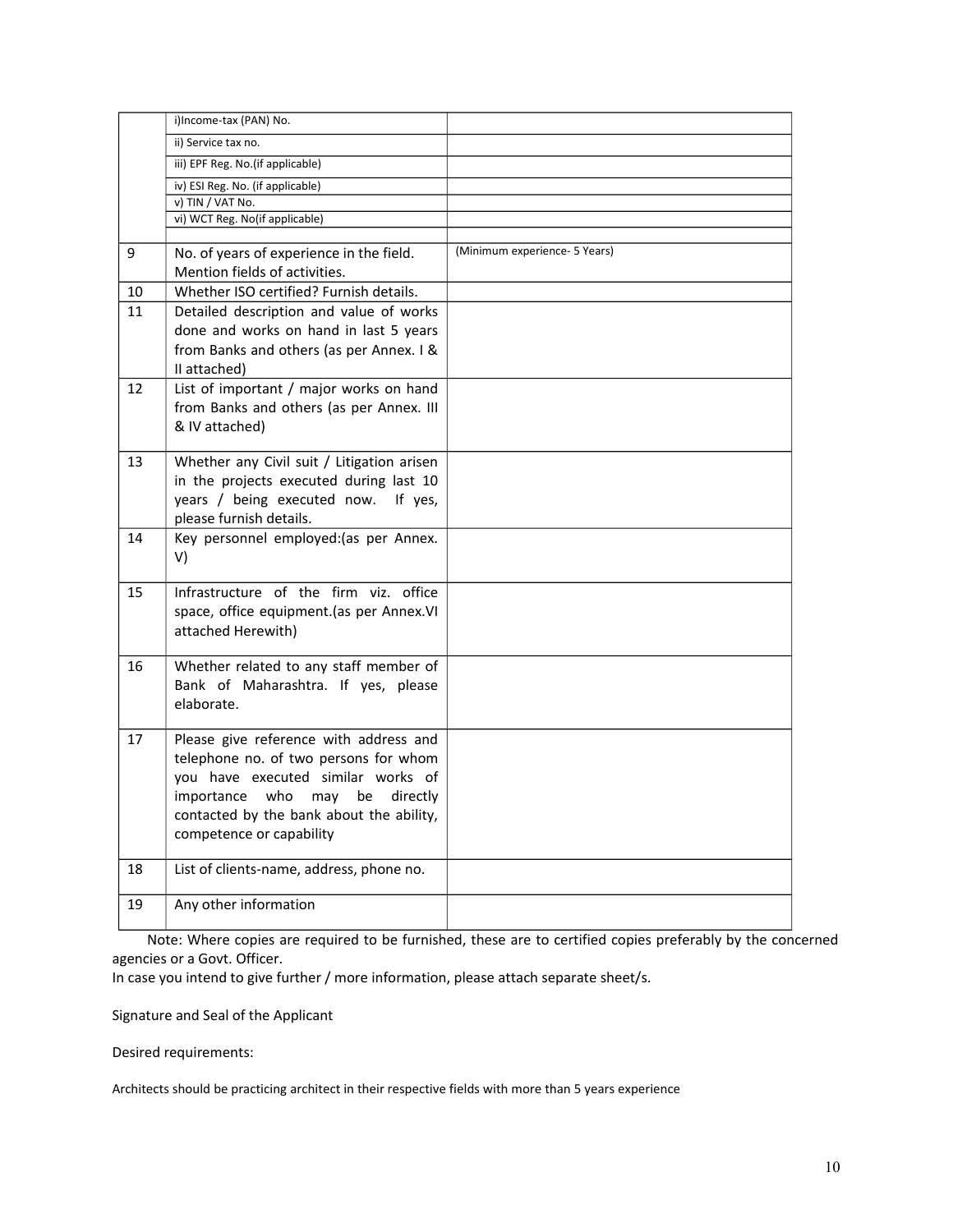| | | |
|---|---|---|
| | i)Income-tax (PAN) No. | |
| | ii) Service tax no. | |
| | iii) EPF Reg. No.(if applicable) | |
| | iv) ESI Reg. No. (if applicable) | |
| | v) TIN / VAT No. | |
| | vi) WCT Reg. No(if applicable) | |
| | | |
| 9 | No. of years of experience in the field. Mention fields of activities. | (Minimum experience- 5 Years) |
| 10 | Whether ISO certified? Furnish details. | |
| 11 | Detailed description and value of works done and works on hand in last 5 years from Banks and others (as per Annex. I & II attached) | |
| 12 | List of important / major works on hand from Banks and others (as per Annex. III & IV attached) | |
| 13 | Whether any Civil suit / Litigation arisen in the projects executed during last 10 years / being executed now. If yes, please furnish details. | |
| 14 | Key personnel employed:(as per Annex. V) | |
| 15 | Infrastructure of the firm viz. office space, office equipment.(as per Annex.VI attached Herewith) | |
| 16 | Whether related to any staff member of Bank of Maharashtra. If yes, please elaborate. | |
| 17 | Please give reference with address and telephone no. of two persons for whom you have executed similar works of importance who may be directly contacted by the bank about the ability, competence or capability | |
| 18 | List of clients-name, address, phone no. | |
| 19 | Any other information | |

Note: Where copies are required to be furnished, these are to certified copies preferably by the concerned agencies or a Govt. Officer.
In case you intend to give further / more information, please attach separate sheet/s.

Signature and Seal of the Applicant

Desired requirements:

Architects should be practicing architect in their respective fields with more than 5 years experience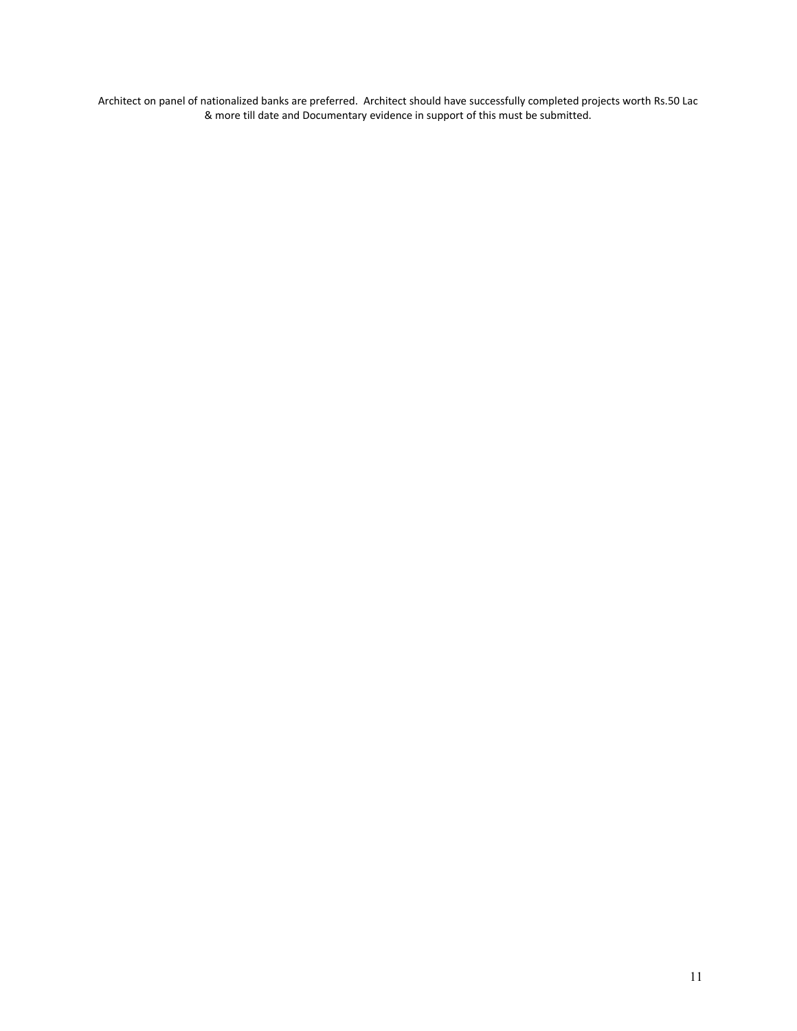Architect on panel of nationalized banks are preferred. Architect should have successfully completed projects worth Rs.50 Lac & more till date and Documentary evidence in support of this must be submitted.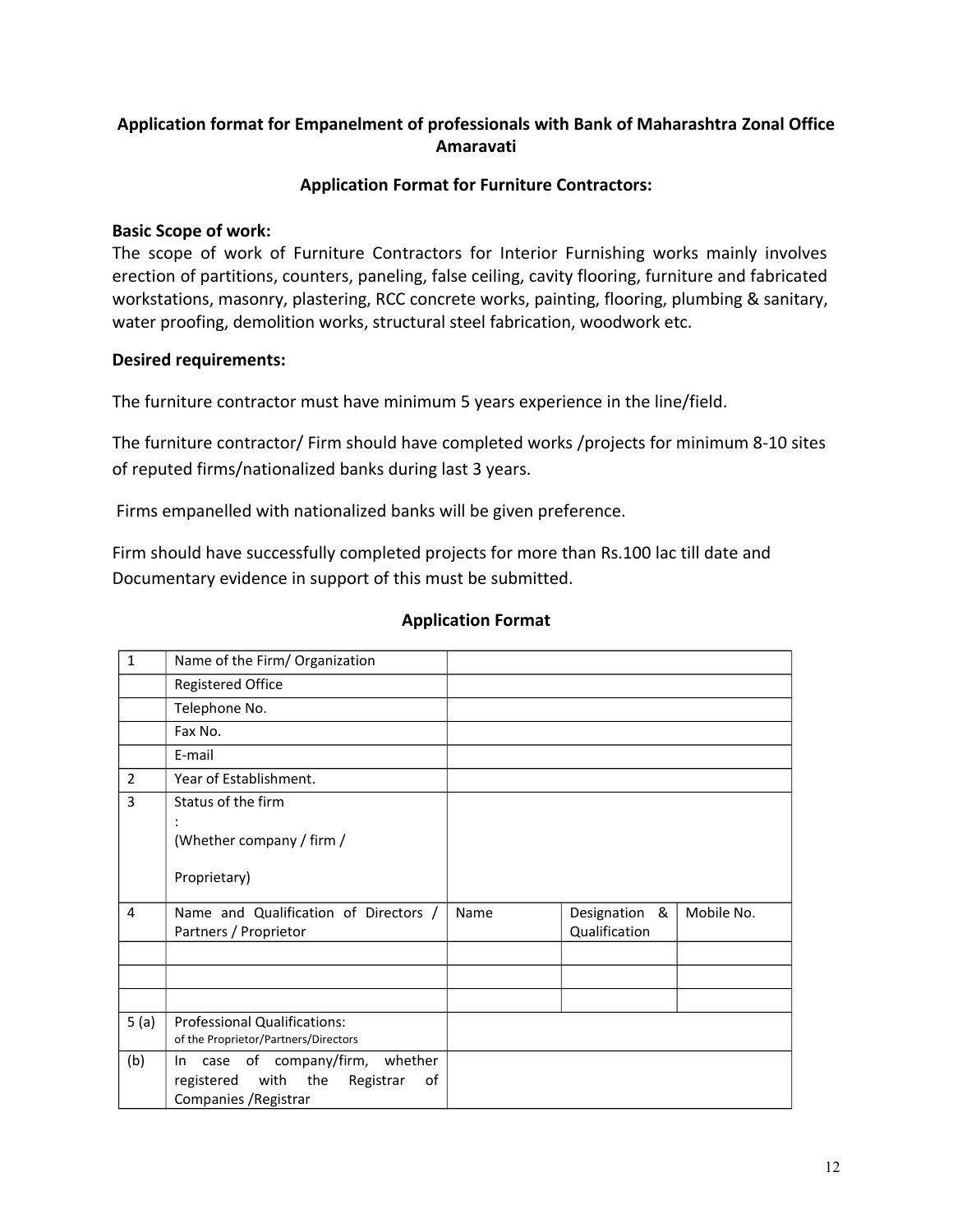## Application format for Empanelment of professionals with Bank of Maharashtra Zonal Office Amaravati

### Application Format for Furniture Contractors:

**Basic Scope of work:**
The scope of work of Furniture Contractors for Interior Furnishing works mainly involves erection of partitions, counters, paneling, false ceiling, cavity flooring, furniture and fabricated workstations, masonry, plastering, RCC concrete works, painting, flooring, plumbing & sanitary, water proofing, demolition works, structural steel fabrication, woodwork etc.

**Desired requirements:**

The furniture contractor must have minimum 5 years experience in the line/field.

The furniture contractor/ Firm should have completed works /projects for minimum 8-10 sites of reputed firms/nationalized banks during last 3 years.

Firms empanelled with nationalized banks will be given preference.

Firm should have successfully completed projects for more than Rs.100 lac till date and Documentary evidence in support of this must be submitted.

### Application Format

| | | | | |
|---|---|---|---|---|
| 1 | Name of the Firm/ Organization | | | |
| | Registered Office | | | |
| | Telephone No. | | | |
| | Fax No. | | | |
| | E-mail | | | |
| 2 | Year of Establishment. | | | |
| 3 | Status of the firm : (Whether company / firm / Proprietary) | | | |
| 4 | Name and Qualification of Directors / Partners / Proprietor | Name | Designation & Qualification | Mobile No. |
| | | | | |
| | | | | |
| | | | | |
| 5 (a) | Professional Qualifications: of the Proprietor/Partners/Directors | | | |
| (b) | In case of company/firm, whether registered with the Registrar of Companies /Registrar | | | |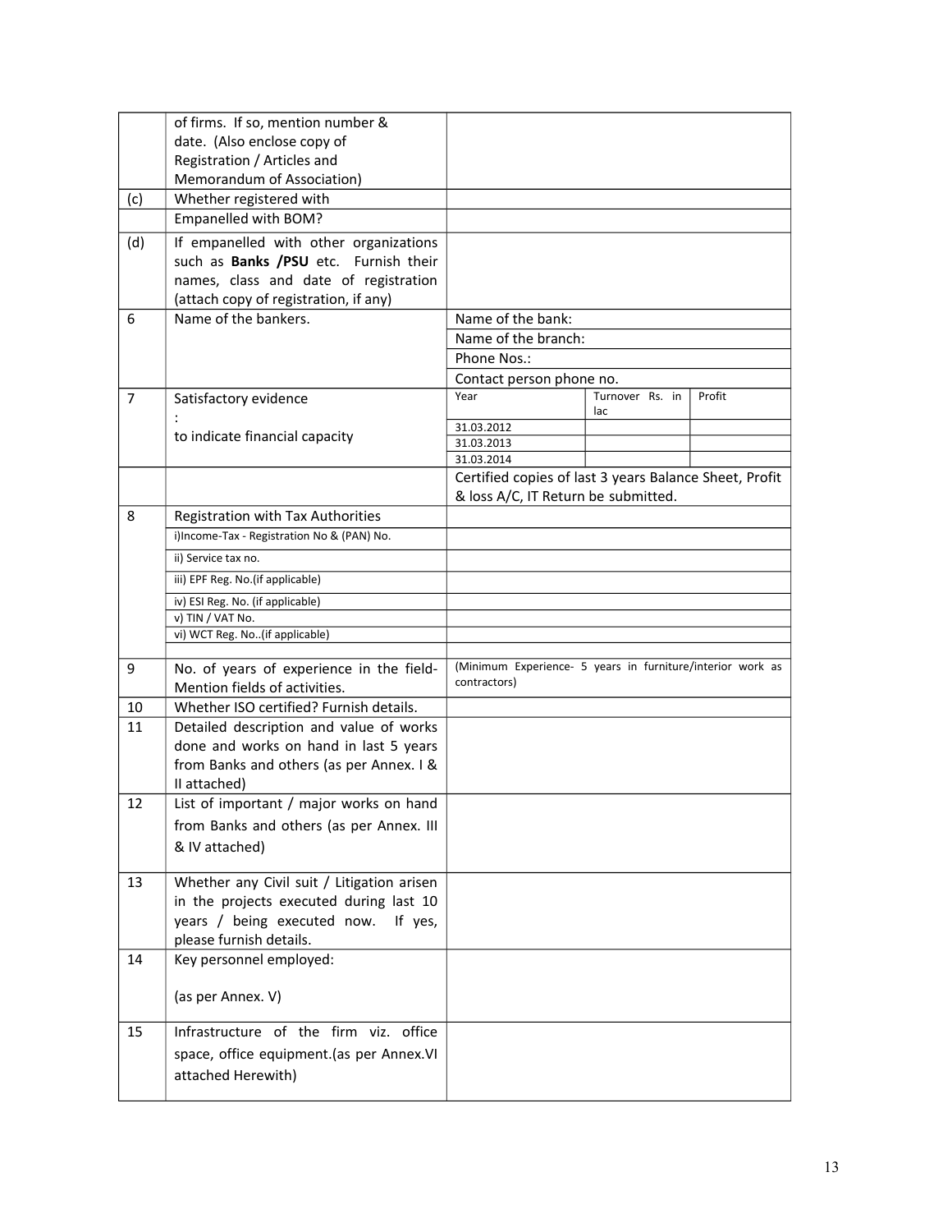| | | | | |
|---|---|---|---|---|
| | of firms. If so, mention number & date. (Also enclose copy of Registration / Articles and Memorandum of Association) | | | |
| (c) | Whether registered with | | | |
| | Empanelled with BOM? | | | |
| (d) | If empanelled with other organizations such as **Banks /PSU** etc. Furnish their names, class and date of registration (attach copy of registration, if any) | | | |
| 6 | Name of the bankers. | Name of the bank: | | |
| | | Name of the branch: | | |
| | | Phone Nos.: | | |
| | | Contact person phone no. | | |
| 7 | Satisfactory evidence : to indicate financial capacity | Year | Turnover Rs. in lac | Profit |
| | | 31.03.2012 | | |
| | | 31.03.2013 | | |
| | | 31.03.2014 | | |
| | | Certified copies of last 3 years Balance Sheet, Profit & loss A/C, IT Return be submitted. | | |
| 8 | Registration with Tax Authorities | | | |
| | i)Income-Tax - Registration No & (PAN) No. | | | |
| | ii) Service tax no. | | | |
| | iii) EPF Reg. No.(if applicable) | | | |
| | iv) ESI Reg. No. (if applicable) | | | |
| | v) TIN / VAT No. | | | |
| | vi) WCT Reg. No..(if applicable) | | | |
| | | | | |
| 9 | No. of years of experience in the field- Mention fields of activities. | (Minimum Experience- 5 years in furniture/interior work as contractors) | | |
| 10 | Whether ISO certified? Furnish details. | | | |
| 11 | Detailed description and value of works done and works on hand in last 5 years from Banks and others (as per Annex. I & II attached) | | | |
| 12 | List of important / major works on hand from Banks and others (as per Annex. III & IV attached) | | | |
| 13 | Whether any Civil suit / Litigation arisen in the projects executed during last 10 years / being executed now. If yes, please furnish details. | | | |
| 14 | Key personnel employed: (as per Annex. V) | | | |
| 15 | Infrastructure of the firm viz. office space, office equipment.(as per Annex.VI attached Herewith) | | | |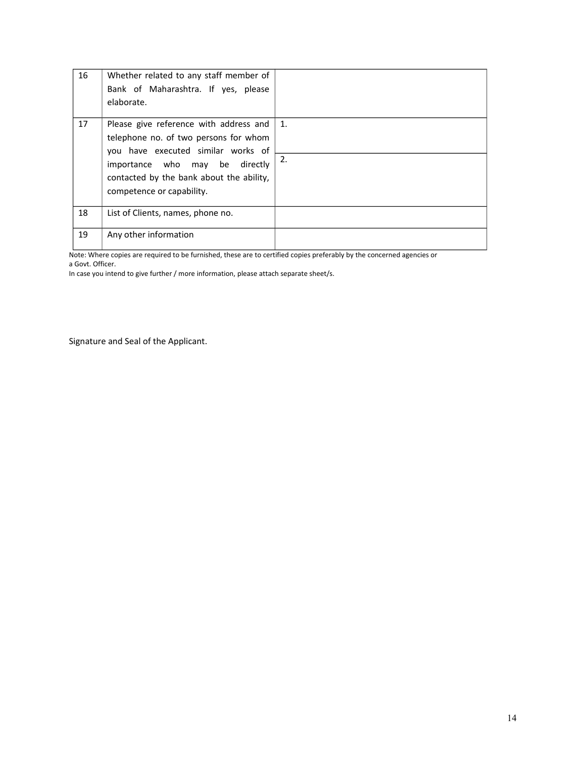| | | |
|---|---|---|
| 16 | Whether related to any staff member of Bank of Maharashtra. If yes, please elaborate. | |
| 17 | Please give reference with address and telephone no. of two persons for whom you have executed similar works of importance who may be directly contacted by the bank about the ability, competence or capability. | 1.<br><br>2. |
| 18 | List of Clients, names, phone no. | |
| 19 | Any other information | |

Note: Where copies are required to be furnished, these are to certified copies preferably by the concerned agencies or a Govt. Officer.

In case you intend to give further / more information, please attach separate sheet/s.

Signature and Seal of the Applicant.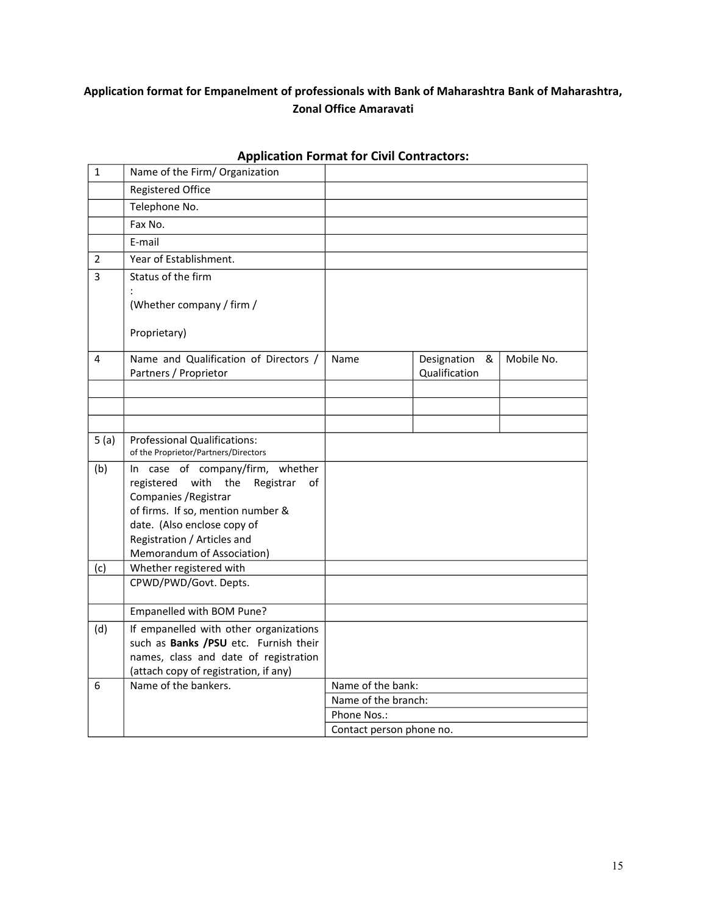**Application format for Empanelment of professionals with Bank of Maharashtra Bank of Maharashtra, Zonal Office Amaravati**

## Application Format for Civil Contractors:

| | | | | |
|---|---|---|---|---|
| 1 | Name of the Firm/ Organization | | | |
| | Registered Office | | | |
| | Telephone No. | | | |
| | Fax No. | | | |
| | E-mail | | | |
| 2 | Year of Establishment. | | | |
| 3 | Status of the firm : (Whether company / firm / Proprietary) | | | |
| 4 | Name and Qualification of Directors / Partners / Proprietor | Name | Designation & Qualification | Mobile No. |
| | | | | |
| | | | | |
| | | | | |
| 5 (a) | Professional Qualifications: of the Proprietor/Partners/Directors | | | |
| (b) | In case of company/firm, whether registered with the Registrar of Companies /Registrar of firms. If so, mention number & date. (Also enclose copy of Registration / Articles and Memorandum of Association) | | | |
| (c) | Whether registered with CPWD/PWD/Govt. Depts. | | | |
| | Empanelled with BOM Pune? | | | |
| (d) | If empanelled with other organizations such as **Banks /PSU** etc. Furnish their names, class and date of registration (attach copy of registration, if any) | | | |
| 6 | Name of the bankers. | Name of the bank: | | |
| | | Name of the branch: | | |
| | | Phone Nos.: | | |
| | | Contact person phone no. | | |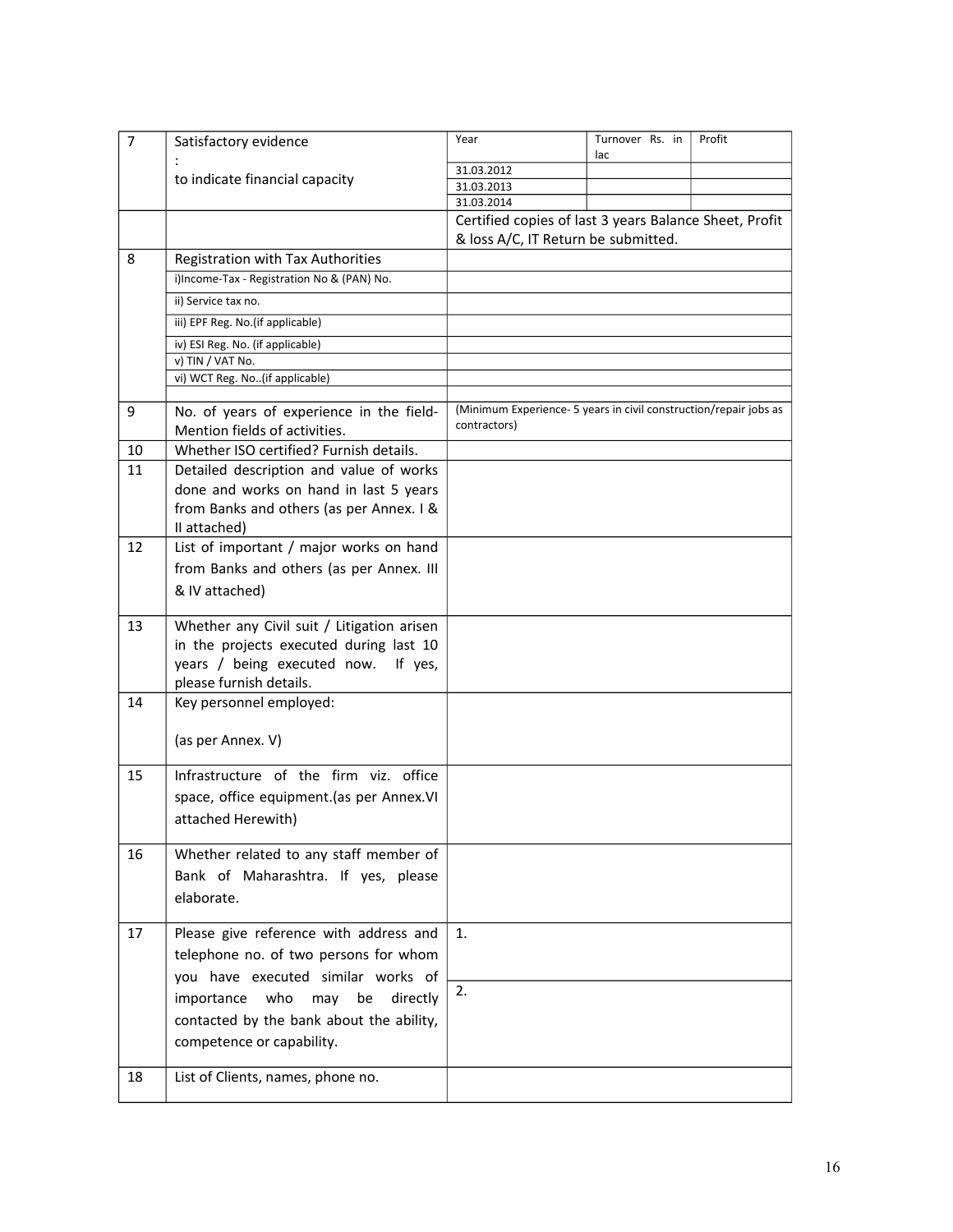| | | | | |
|---|---|---|---|---|
| 7 | Satisfactory evidence<br>:<br>to indicate financial capacity | Year | Turnover Rs. in lac | Profit |
| | | 31.03.2012 | | |
| | | 31.03.2013 | | |
| | | 31.03.2014 | | |
| | | Certified copies of last 3 years Balance Sheet, Profit & loss A/C, IT Return be submitted. | | |
| 8 | Registration with Tax Authorities | | | |
| | i)Income-Tax - Registration No & (PAN) No. | | | |
| | ii) Service tax no. | | | |
| | iii) EPF Reg. No.(if applicable) | | | |
| | iv) ESI Reg. No. (if applicable) | | | |
| | v) TIN / VAT No. | | | |
| | vi) WCT Reg. No..(if applicable) | | | |
| | | | | |
| 9 | No. of years of experience in the field- Mention fields of activities. | (Minimum Experience- 5 years in civil construction/repair jobs as contractors) | | |
| 10 | Whether ISO certified? Furnish details. | | | |
| 11 | Detailed description and value of works done and works on hand in last 5 years from Banks and others (as per Annex. I & II attached) | | | |
| 12 | List of important / major works on hand from Banks and others (as per Annex. III & IV attached) | | | |
| 13 | Whether any Civil suit / Litigation arisen in the projects executed during last 10 years / being executed now. If yes, please furnish details. | | | |
| 14 | Key personnel employed:<br><br>(as per Annex. V) | | | |
| 15 | Infrastructure of the firm viz. office space, office equipment.(as per Annex.VI attached Herewith) | | | |
| 16 | Whether related to any staff member of Bank of Maharashtra. If yes, please elaborate. | | | |
| 17 | Please give reference with address and telephone no. of two persons for whom you have executed similar works of importance who may be directly contacted by the bank about the ability, competence or capability. | 1. | | |
| | | 2. | | |
| 18 | List of Clients, names, phone no. | | | |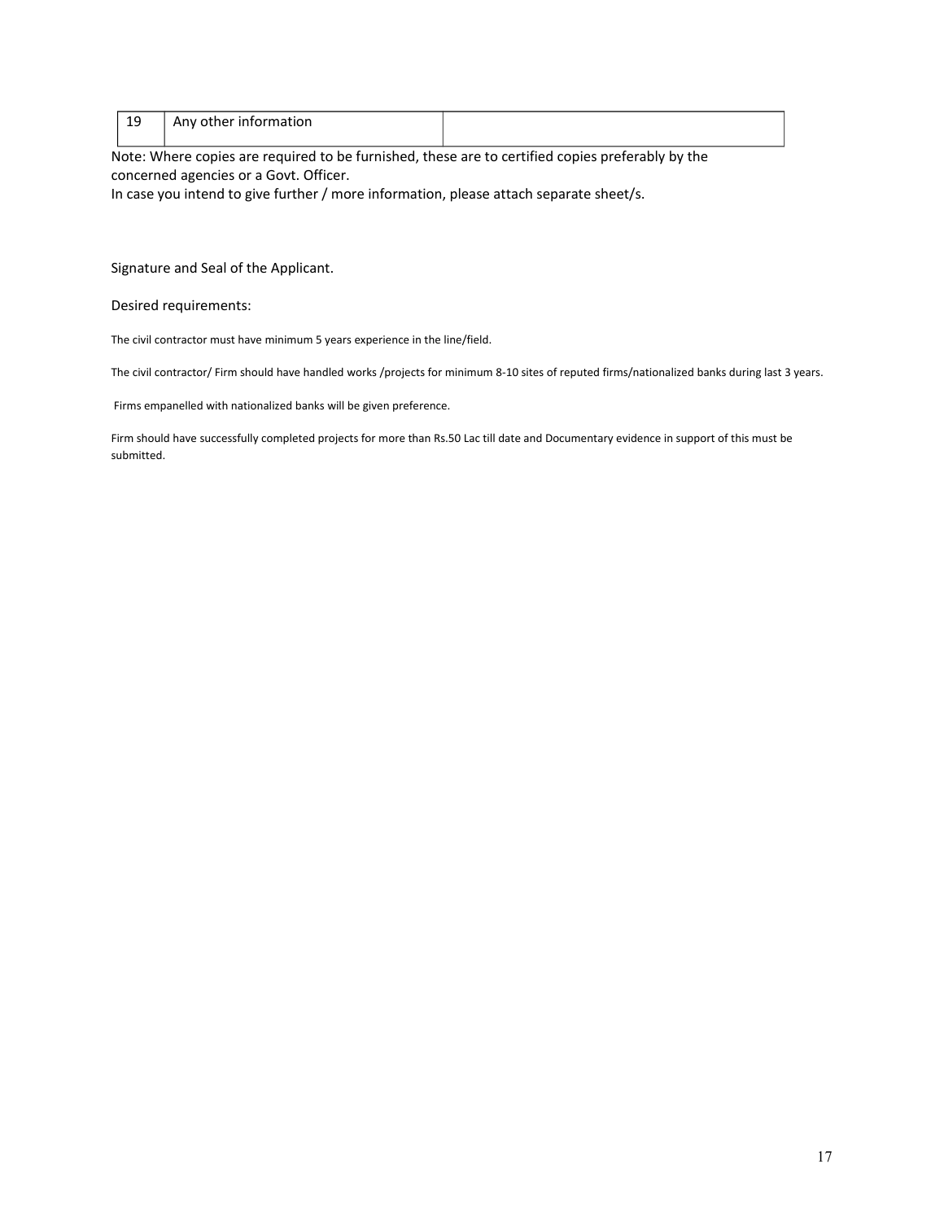| 19 | Any other information | |
|---|---|---|

Note: Where copies are required to be furnished, these are to certified copies preferably by the concerned agencies or a Govt. Officer.
In case you intend to give further / more information, please attach separate sheet/s.

Signature and Seal of the Applicant.

Desired requirements:

The civil contractor must have minimum 5 years experience in the line/field.

The civil contractor/ Firm should have handled works /projects for minimum 8-10 sites of reputed firms/nationalized banks during last 3 years.

Firms empanelled with nationalized banks will be given preference.

Firm should have successfully completed projects for more than Rs.50 Lac till date and Documentary evidence in support of this must be submitted.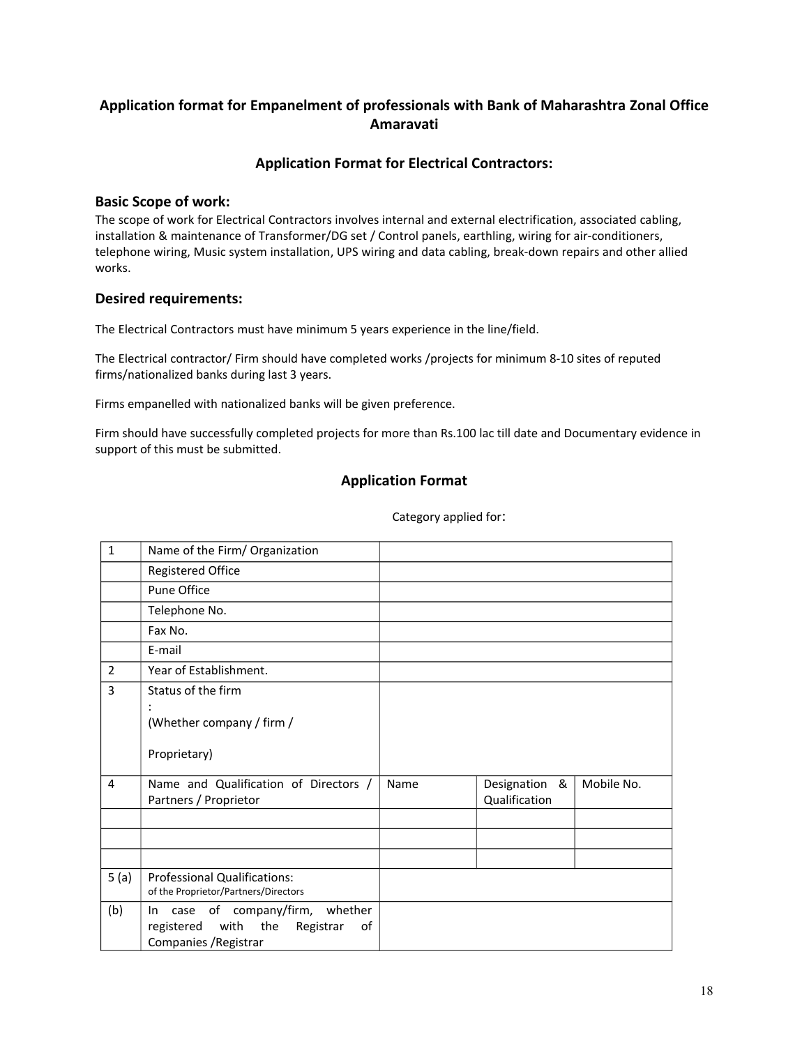## Application format for Empanelment of professionals with Bank of Maharashtra Zonal Office Amaravati

## Application Format for Electrical Contractors:

### Basic Scope of work:

The scope of work for Electrical Contractors involves internal and external electrification, associated cabling, installation & maintenance of Transformer/DG set / Control panels, earthling, wiring for air-conditioners, telephone wiring, Music system installation, UPS wiring and data cabling, break-down repairs and other allied works.

### Desired requirements:

The Electrical Contractors must have minimum 5 years experience in the line/field.

The Electrical contractor/ Firm should have completed works /projects for minimum 8-10 sites of reputed firms/nationalized banks during last 3 years.

Firms empanelled with nationalized banks will be given preference.

Firm should have successfully completed projects for more than Rs.100 lac till date and Documentary evidence in support of this must be submitted.

## Application Format

Category applied for:

| | | | | |
|---|---|---|---|---|
| 1 | Name of the Firm/ Organization | | | |
| | Registered Office | | | |
| | Pune Office | | | |
| | Telephone No. | | | |
| | Fax No. | | | |
| | E-mail | | | |
| 2 | Year of Establishment. | | | |
| 3 | Status of the firm : (Whether company / firm / Proprietary) | | | |
| 4 | Name and Qualification of Directors / Partners / Proprietor | Name | Designation & Qualification | Mobile No. |
| | | | | |
| | | | | |
| | | | | |
| 5 (a) | Professional Qualifications: of the Proprietor/Partners/Directors | | | |
| (b) | In case of company/firm, whether registered with the Registrar of Companies /Registrar | | | |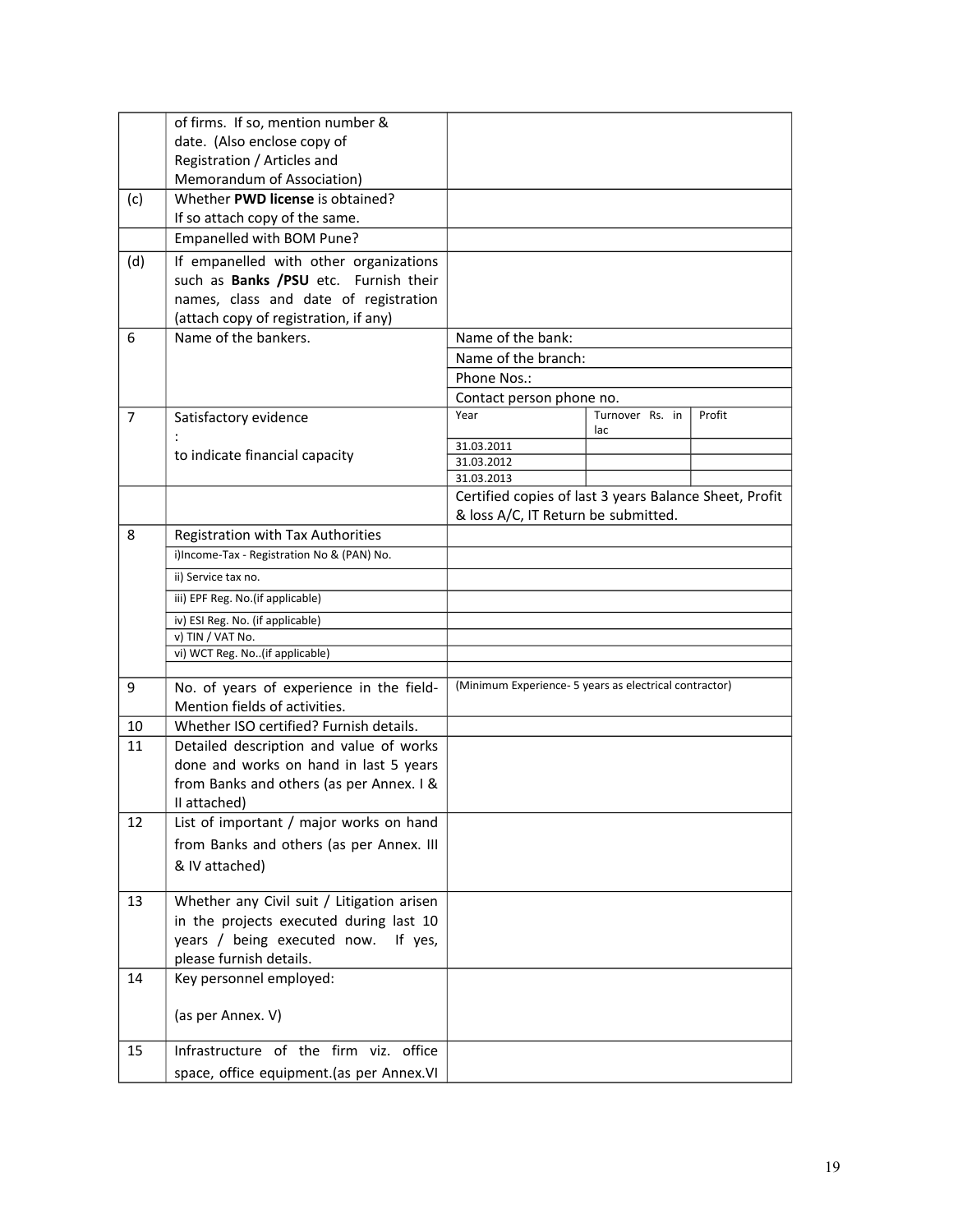|  |  |  |  |  |
|---|---|---|---|---|
|  | of firms. If so, mention number & date. (Also enclose copy of Registration / Articles and Memorandum of Association) |  |  |  |
| (c) | Whether **PWD license** is obtained? If so attach copy of the same. |  |  |  |
|  | Empanelled with BOM Pune? |  |  |  |
| (d) | If empanelled with other organizations such as **Banks /PSU** etc. Furnish their names, class and date of registration (attach copy of registration, if any) |  |  |  |
| 6 | Name of the bankers. | Name of the bank: |  |  |
|  |  | Name of the branch: |  |  |
|  |  | Phone Nos.: |  |  |
|  |  | Contact person phone no. |  |  |
| 7 | Satisfactory evidence : to indicate financial capacity | Year | Turnover Rs. in lac | Profit |
|  |  | 31.03.2011 |  |  |
|  |  | 31.03.2012 |  |  |
|  |  | 31.03.2013 |  |  |
|  |  | Certified copies of last 3 years Balance Sheet, Profit & loss A/C, IT Return be submitted. |  |  |
| 8 | Registration with Tax Authorities |  |  |  |
|  | i)Income-Tax - Registration No & (PAN) No. |  |  |  |
|  | ii) Service tax no. |  |  |  |
|  | iii) EPF Reg. No.(if applicable) |  |  |  |
|  | iv) ESI Reg. No. (if applicable) |  |  |  |
|  | v) TIN / VAT No. |  |  |  |
|  | vi) WCT Reg. No..(if applicable) |  |  |  |
|  |  |  |  |  |
| 9 | No. of years of experience in the field- Mention fields of activities. | (Minimum Experience- 5 years as electrical contractor) |  |  |
| 10 | Whether ISO certified? Furnish details. |  |  |  |
| 11 | Detailed description and value of works done and works on hand in last 5 years from Banks and others (as per Annex. I & II attached) |  |  |  |
| 12 | List of important / major works on hand from Banks and others (as per Annex. III & IV attached) |  |  |  |
| 13 | Whether any Civil suit / Litigation arisen in the projects executed during last 10 years / being executed now. If yes, please furnish details. |  |  |  |
| 14 | Key personnel employed: (as per Annex. V) |  |  |  |
| 15 | Infrastructure of the firm viz. office space, office equipment.(as per Annex.VI |  |  |  |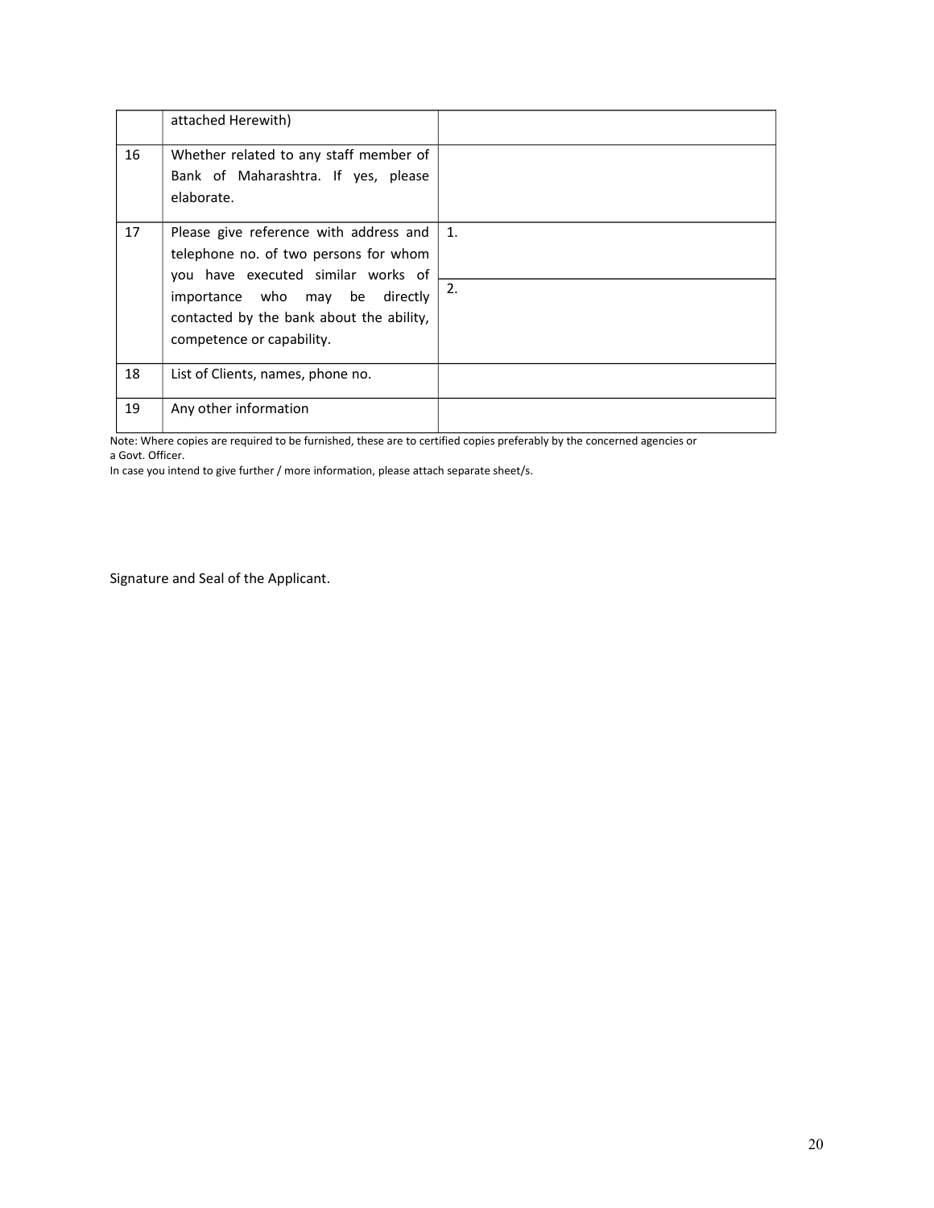|  |  |  |
| --- | --- | --- |
|  | attached Herewith) |  |
| 16 | Whether related to any staff member of Bank of Maharashtra. If yes, please elaborate. |  |
| 17 | Please give reference with address and telephone no. of two persons for whom you have executed similar works of importance who may be directly contacted by the bank about the ability, competence or capability. | 1. |
|  |  | 2. |
| 18 | List of Clients, names, phone no. |  |
| 19 | Any other information |  |

Note: Where copies are required to be furnished, these are to certified copies preferably by the concerned agencies or a Govt. Officer.

In case you intend to give further / more information, please attach separate sheet/s.

Signature and Seal of the Applicant.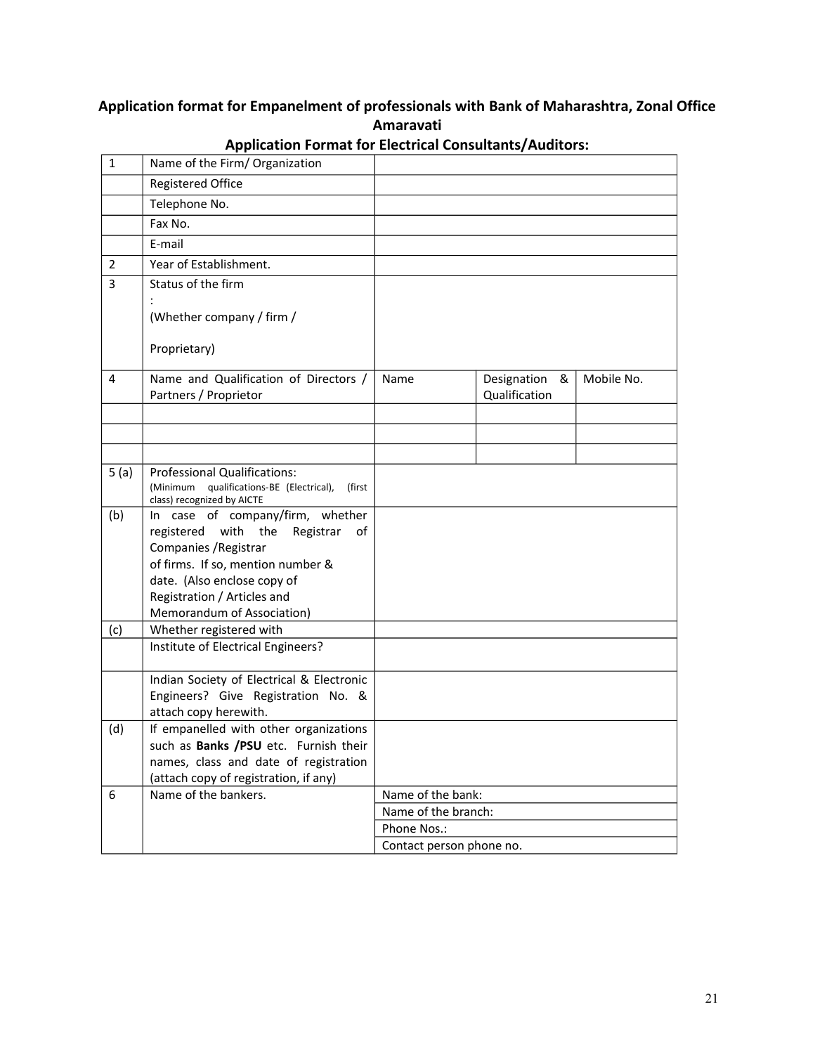## Application format for Empanelment of professionals with Bank of Maharashtra, Zonal Office Amaravati

### Application Format for Electrical Consultants/Auditors:

| | | | | |
|---|---|---|---|---|
| 1 | Name of the Firm/ Organization | | | |
| | Registered Office | | | |
| | Telephone No. | | | |
| | Fax No. | | | |
| | E-mail | | | |
| 2 | Year of Establishment. | | | |
| 3 | Status of the firm : (Whether company / firm / Proprietary) | | | |
| 4 | Name and Qualification of Directors / Partners / Proprietor | Name | Designation & Qualification | Mobile No. |
| | | | | |
| | | | | |
| | | | | |
| 5 (a) | Professional Qualifications: (Minimum qualifications-BE (Electrical), (first class) recognized by AICTE | | | |
| (b) | In case of company/firm, whether registered with the Registrar of Companies /Registrar of firms. If so, mention number & date. (Also enclose copy of Registration / Articles and Memorandum of Association) | | | |
| (c) | Whether registered with | | | |
| | Institute of Electrical Engineers? | | | |
| | Indian Society of Electrical & Electronic Engineers? Give Registration No. & attach copy herewith. | | | |
| (d) | If empanelled with other organizations such as **Banks /PSU** etc. Furnish their names, class and date of registration (attach copy of registration, if any) | | | |
| 6 | Name of the bankers. | Name of the bank: | | |
| | | Name of the branch: | | |
| | | Phone Nos.: | | |
| | | Contact person phone no. | | |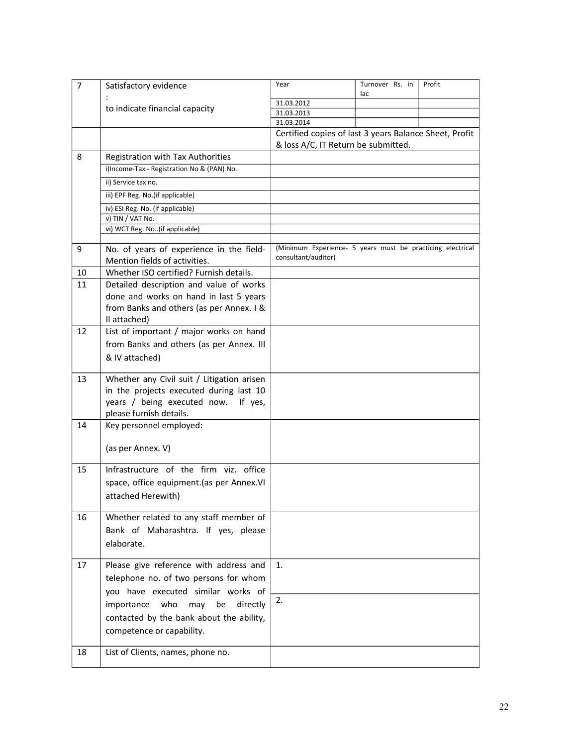| 7 | Satisfactory evidence<br>:<br>to indicate financial capacity | Year | Turnover Rs. in lac | Profit |
|---|---|---|---|---|
| | | 31.03.2012 | | |
| | | 31.03.2013 | | |
| | | 31.03.2014 | | |
| | | Certified copies of last 3 years Balance Sheet, Profit & loss A/C, IT Return be submitted. | | |
| 8 | Registration with Tax Authorities | | | |
| | i)Income-Tax - Registration No & (PAN) No. | | | |
| | ii) Service tax no. | | | |
| | iii) EPF Reg. No.(if applicable) | | | |
| | iv) ESI Reg. No. (if applicable) | | | |
| | v) TIN / VAT No. | | | |
| | vi) WCT Reg. No..(if applicable) | | | |
| | | | | |
| 9 | No. of years of experience in the field- Mention fields of activities. | (Minimum Experience- 5 years must be practicing electrical consultant/auditor) | | |
| 10 | Whether ISO certified? Furnish details. | | | |
| 11 | Detailed description and value of works done and works on hand in last 5 years from Banks and others (as per Annex. I & II attached) | | | |
| 12 | List of important / major works on hand from Banks and others (as per Annex. III & IV attached) | | | |
| 13 | Whether any Civil suit / Litigation arisen in the projects executed during last 10 years / being executed now. If yes, please furnish details. | | | |
| 14 | Key personnel employed:<br><br>(as per Annex. V) | | | |
| 15 | Infrastructure of the firm viz. office space, office equipment.(as per Annex.VI attached Herewith) | | | |
| 16 | Whether related to any staff member of Bank of Maharashtra. If yes, please elaborate. | | | |
| 17 | Please give reference with address and telephone no. of two persons for whom you have executed similar works of importance who may be directly contacted by the bank about the ability, competence or capability. | 1. | | |
| | | 2. | | |
| 18 | List of Clients, names, phone no. | | | |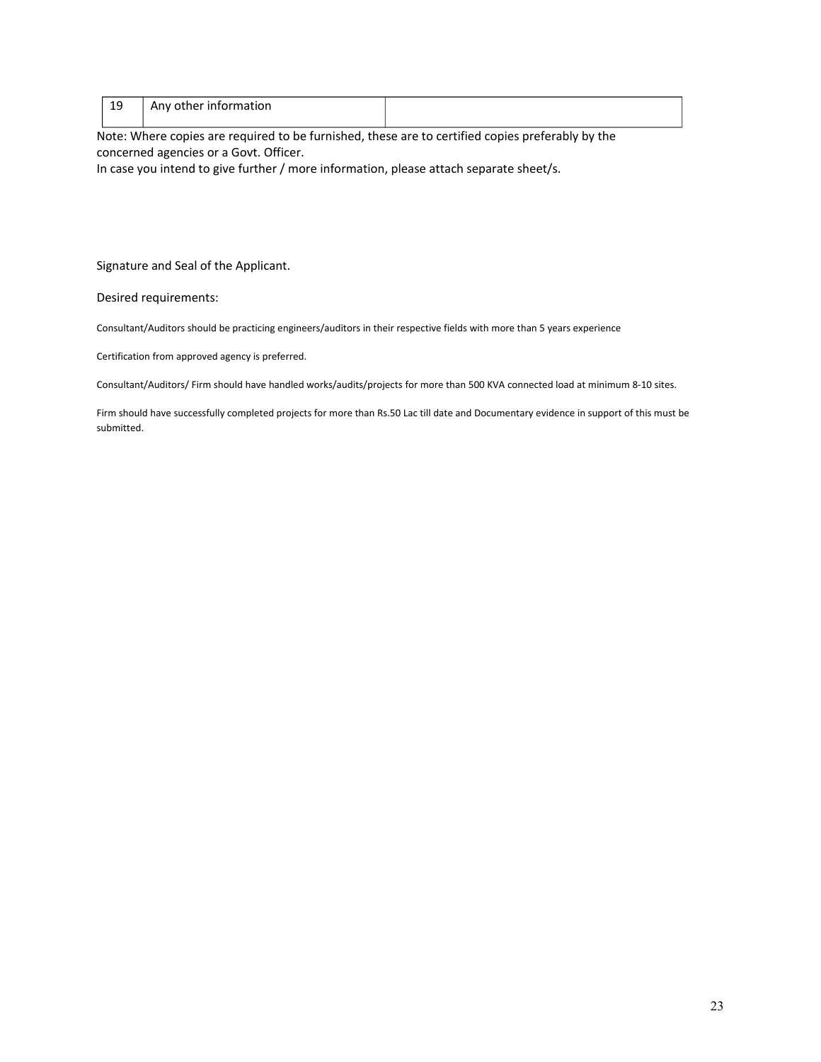| 19 | Any other information | |
|---|---|---|

Note: Where copies are required to be furnished, these are to certified copies preferably by the concerned agencies or a Govt. Officer.
In case you intend to give further / more information, please attach separate sheet/s.

Signature and Seal of the Applicant.

Desired requirements:

Consultant/Auditors should be practicing engineers/auditors in their respective fields with more than 5 years experience

Certification from approved agency is preferred.

Consultant/Auditors/ Firm should have handled works/audits/projects for more than 500 KVA connected load at minimum 8-10 sites.

Firm should have successfully completed projects for more than Rs.50 Lac till date and Documentary evidence in support of this must be submitted.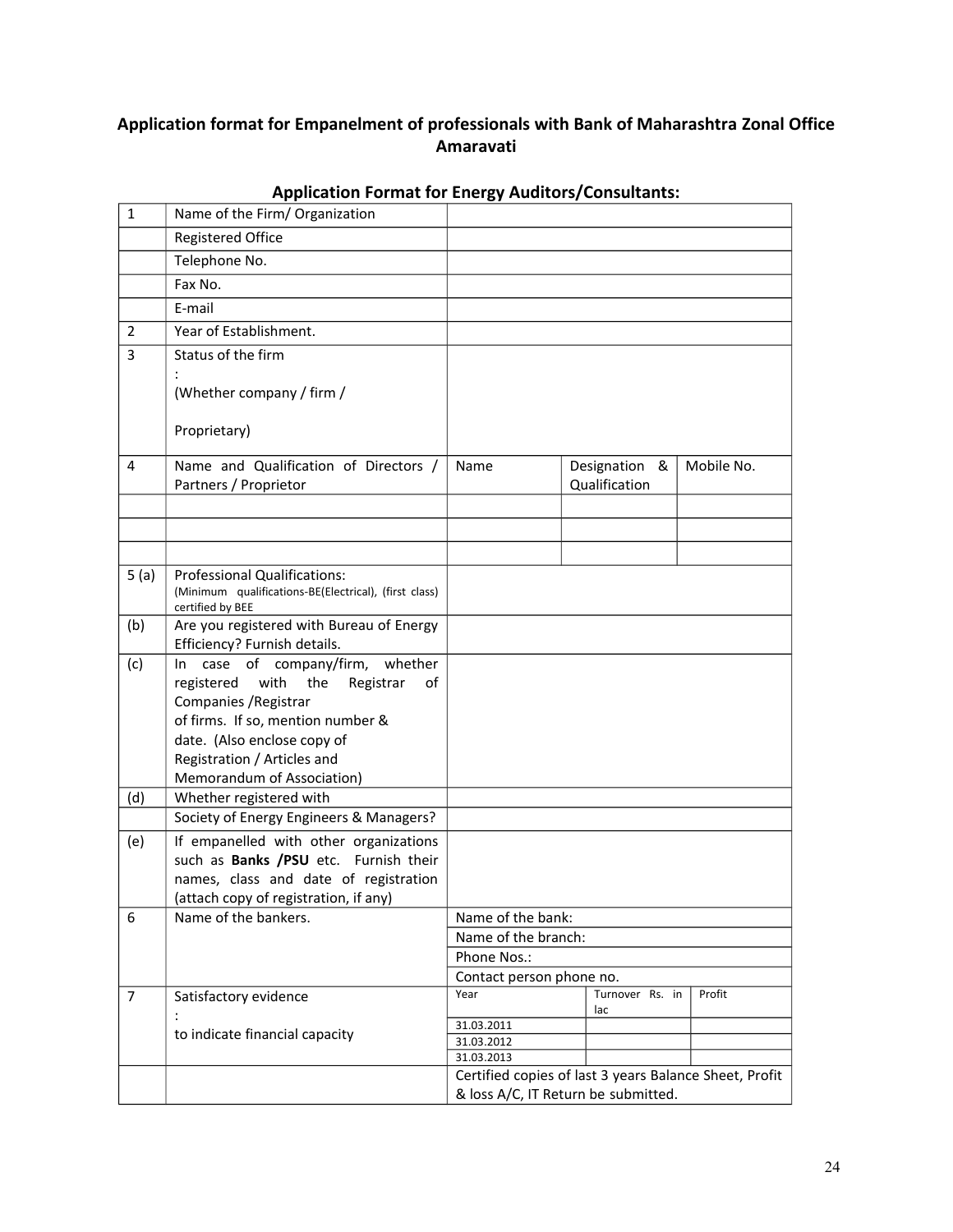## Application format for Empanelment of professionals with Bank of Maharashtra Zonal Office Amaravati

### Application Format for Energy Auditors/Consultants:

| | | | | |
|---|---|---|---|---|
| 1 | Name of the Firm/ Organization | | | |
| | Registered Office | | | |
| | Telephone No. | | | |
| | Fax No. | | | |
| | E-mail | | | |
| 2 | Year of Establishment. | | | |
| 3 | Status of the firm : (Whether company / firm / Proprietary) | | | |
| 4 | Name and Qualification of Directors / Partners / Proprietor | Name | Designation & Qualification | Mobile No. |
| | | | | |
| | | | | |
| | | | | |
| 5 (a) | Professional Qualifications: (Minimum qualifications-BE(Electrical), (first class) certified by BEE | | | |
| (b) | Are you registered with Bureau of Energy Efficiency? Furnish details. | | | |
| (c) | In case of company/firm, whether registered with the Registrar of Companies /Registrar of firms. If so, mention number & date. (Also enclose copy of Registration / Articles and Memorandum of Association) | | | |
| (d) | Whether registered with | | | |
| | Society of Energy Engineers & Managers? | | | |
| (e) | If empanelled with other organizations such as **Banks /PSU** etc. Furnish their names, class and date of registration (attach copy of registration, if any) | | | |
| 6 | Name of the bankers. | Name of the bank: | | |
| | | Name of the branch: | | |
| | | Phone Nos.: | | |
| | | Contact person phone no. | | |
| 7 | Satisfactory evidence : to indicate financial capacity | Year | Turnover Rs. in lac | Profit |
| | | 31.03.2011 | | |
| | | 31.03.2012 | | |
| | | 31.03.2013 | | |
| | | Certified copies of last 3 years Balance Sheet, Profit & loss A/C, IT Return be submitted. | | |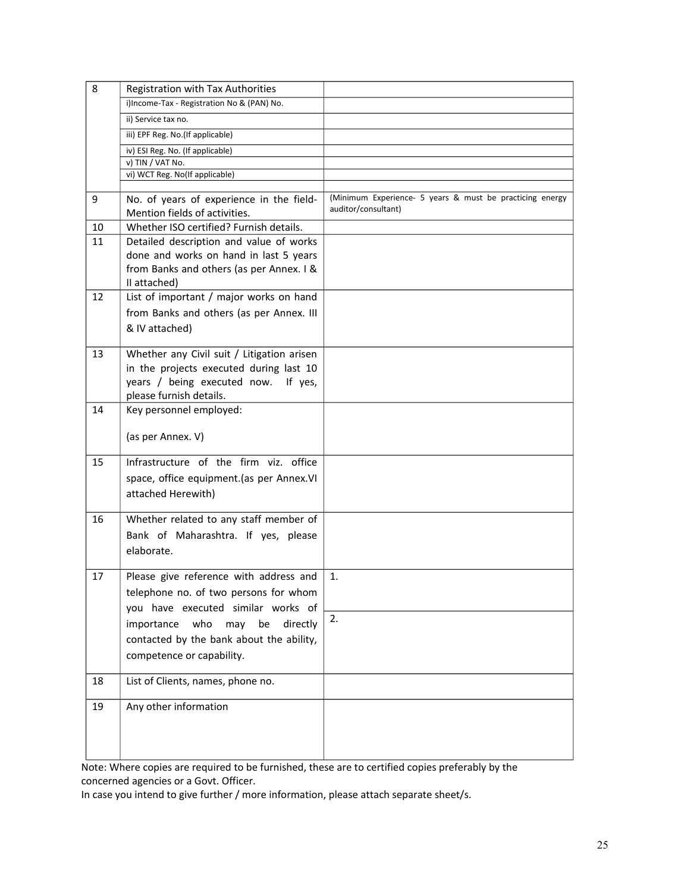| | | |
|---|---|---|
| 8 | Registration with Tax Authorities | |
| | i)Income-Tax - Registration No & (PAN) No. | |
| | ii) Service tax no. | |
| | iii) EPF Reg. No.(If applicable) | |
| | iv) ESI Reg. No. (If applicable) | |
| | v) TIN / VAT No. | |
| | vi) WCT Reg. No(If applicable) | |
| | | |
| 9 | No. of years of experience in the field- Mention fields of activities. | (Minimum Experience- 5 years & must be practicing energy auditor/consultant) |
| 10 | Whether ISO certified? Furnish details. | |
| 11 | Detailed description and value of works done and works on hand in last 5 years from Banks and others (as per Annex. I & II attached) | |
| 12 | List of important / major works on hand from Banks and others (as per Annex. III & IV attached) | |
| 13 | Whether any Civil suit / Litigation arisen in the projects executed during last 10 years / being executed now. If yes, please furnish details. | |
| 14 | Key personnel employed:<br><br>(as per Annex. V) | |
| 15 | Infrastructure of the firm viz. office space, office equipment.(as per Annex.VI attached Herewith) | |
| 16 | Whether related to any staff member of Bank of Maharashtra. If yes, please elaborate. | |
| 17 | Please give reference with address and telephone no. of two persons for whom you have executed similar works of importance who may be directly contacted by the bank about the ability, competence or capability. | 1. |
| | | 2. |
| 18 | List of Clients, names, phone no. | |
| 19 | Any other information | |

Note: Where copies are required to be furnished, these are to certified copies preferably by the concerned agencies or a Govt. Officer.
In case you intend to give further / more information, please attach separate sheet/s.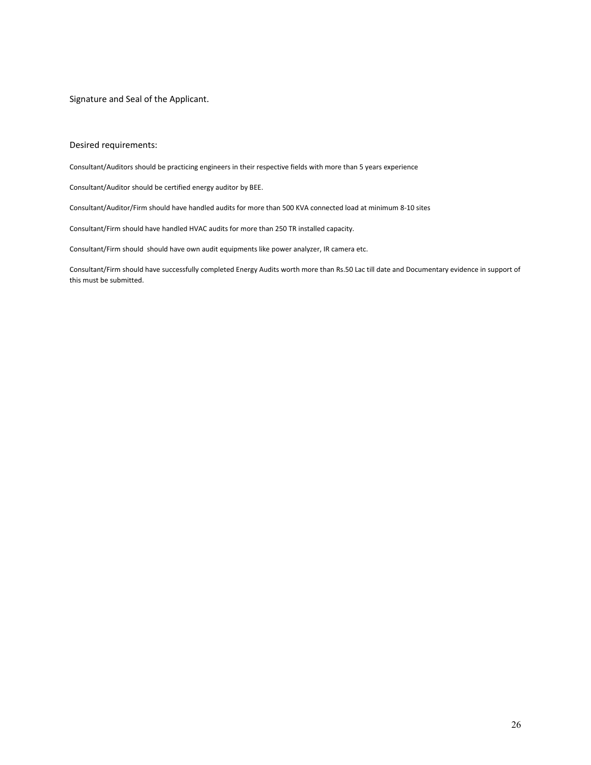Signature and Seal of the Applicant.

Desired requirements:

Consultant/Auditors should be practicing engineers in their respective fields with more than 5 years experience

Consultant/Auditor should be certified energy auditor by BEE.

Consultant/Auditor/Firm should have handled audits for more than 500 KVA connected load at minimum 8-10 sites

Consultant/Firm should have handled HVAC audits for more than 250 TR installed capacity.

Consultant/Firm should should have own audit equipments like power analyzer, IR camera etc.

Consultant/Firm should have successfully completed Energy Audits worth more than Rs.50 Lac till date and Documentary evidence in support of this must be submitted.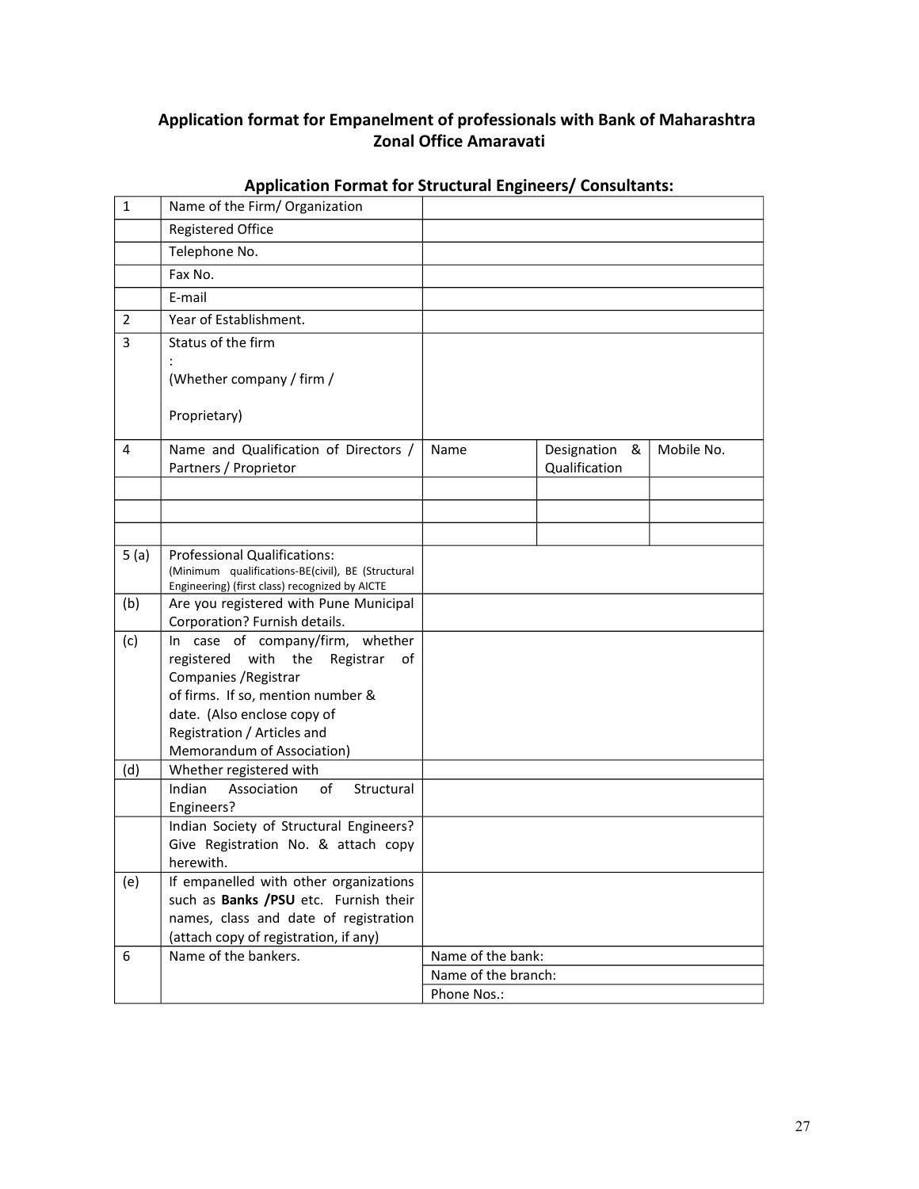## Application format for Empanelment of professionals with Bank of Maharashtra Zonal Office Amaravati

### Application Format for Structural Engineers/ Consultants:

| | | | | |
|---|---|---|---|---|
| 1 | Name of the Firm/ Organization | | | |
| | Registered Office | | | |
| | Telephone No. | | | |
| | Fax No. | | | |
| | E-mail | | | |
| 2 | Year of Establishment. | | | |
| 3 | Status of the firm : (Whether company / firm / Proprietary) | | | |
| 4 | Name and Qualification of Directors / Partners / Proprietor | Name | Designation & Qualification | Mobile No. |
| | | | | |
| | | | | |
| | | | | |
| 5 (a) | Professional Qualifications: (Minimum qualifications-BE(civil), BE (Structural Engineering) (first class) recognized by AICTE | | | |
| (b) | Are you registered with Pune Municipal Corporation? Furnish details. | | | |
| (c) | In case of company/firm, whether registered with the Registrar of Companies /Registrar of firms. If so, mention number & date. (Also enclose copy of Registration / Articles and Memorandum of Association) | | | |
| (d) | Whether registered with | | | |
| | Indian Association of Structural Engineers? | | | |
| | Indian Society of Structural Engineers? Give Registration No. & attach copy herewith. | | | |
| (e) | If empanelled with other organizations such as **Banks /PSU** etc. Furnish their names, class and date of registration (attach copy of registration, if any) | | | |
| 6 | Name of the bankers. | Name of the bank: | | |
| | | Name of the branch: | | |
| | | Phone Nos.: | | |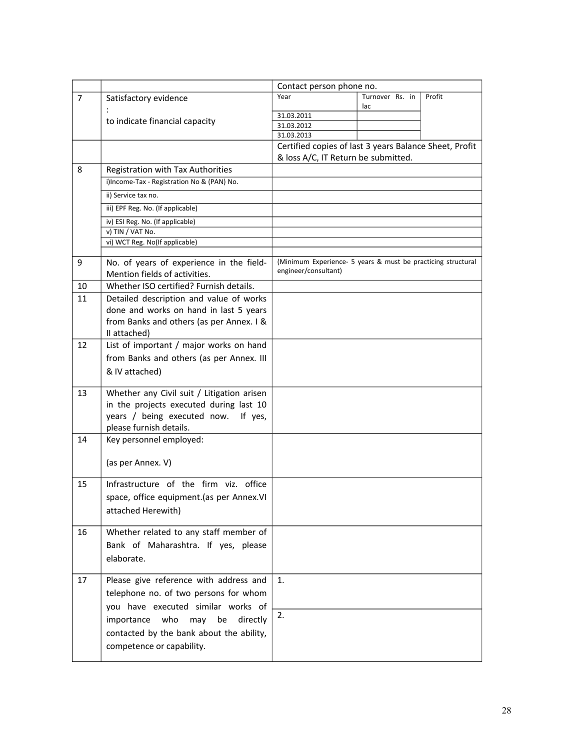| | | | | |
|---|---|---|---|---|
| | | Contact person phone no. | | |
| 7 | Satisfactory evidence<br>:<br>to indicate financial capacity | Year | Turnover Rs. in lac | Profit |
| | | 31.03.2011 | | |
| | | 31.03.2012 | | |
| | | 31.03.2013 | | |
| | | Certified copies of last 3 years Balance Sheet, Profit & loss A/C, IT Return be submitted. | | |
| 8 | Registration with Tax Authorities | | | |
| | i)Income-Tax - Registration No & (PAN) No. | | | |
| | ii) Service tax no. | | | |
| | iii) EPF Reg. No. (If applicable) | | | |
| | iv) ESI Reg. No. (If applicable) | | | |
| | v) TIN / VAT No. | | | |
| | vi) WCT Reg. No(If applicable) | | | |
| | | | | |
| 9 | No. of years of experience in the field- Mention fields of activities. | (Minimum Experience- 5 years & must be practicing structural engineer/consultant) | | |
| 10 | Whether ISO certified? Furnish details. | | | |
| 11 | Detailed description and value of works done and works on hand in last 5 years from Banks and others (as per Annex. I & II attached) | | | |
| 12 | List of important / major works on hand from Banks and others (as per Annex. III & IV attached) | | | |
| 13 | Whether any Civil suit / Litigation arisen in the projects executed during last 10 years / being executed now. If yes, please furnish details. | | | |
| 14 | Key personnel employed:<br><br>(as per Annex. V) | | | |
| 15 | Infrastructure of the firm viz. office space, office equipment.(as per Annex.VI attached Herewith) | | | |
| 16 | Whether related to any staff member of Bank of Maharashtra. If yes, please elaborate. | | | |
| 17 | Please give reference with address and telephone no. of two persons for whom you have executed similar works of importance who may be directly contacted by the bank about the ability, competence or capability. | 1. | | |
| | | 2. | | |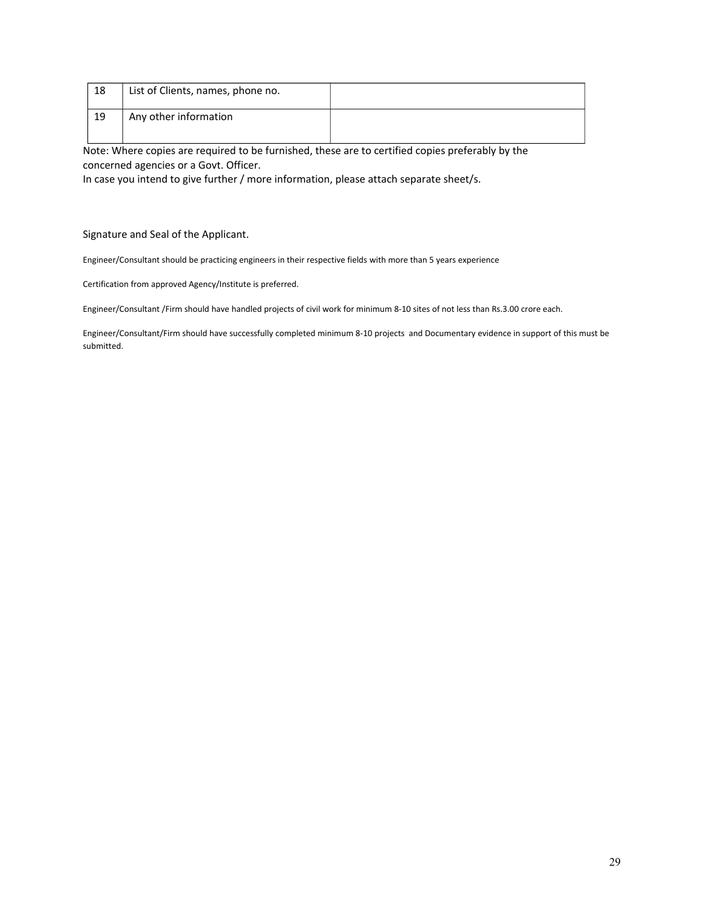| 18 | List of Clients, names, phone no. | |
|---|---|---|
| 19 | Any other information | |

Note: Where copies are required to be furnished, these are to certified copies preferably by the concerned agencies or a Govt. Officer.
In case you intend to give further / more information, please attach separate sheet/s.

Signature and Seal of the Applicant.

Engineer/Consultant should be practicing engineers in their respective fields with more than 5 years experience

Certification from approved Agency/Institute is preferred.

Engineer/Consultant /Firm should have handled projects of civil work for minimum 8-10 sites of not less than Rs.3.00 crore each.

Engineer/Consultant/Firm should have successfully completed minimum 8-10 projects and Documentary evidence in support of this must be submitted.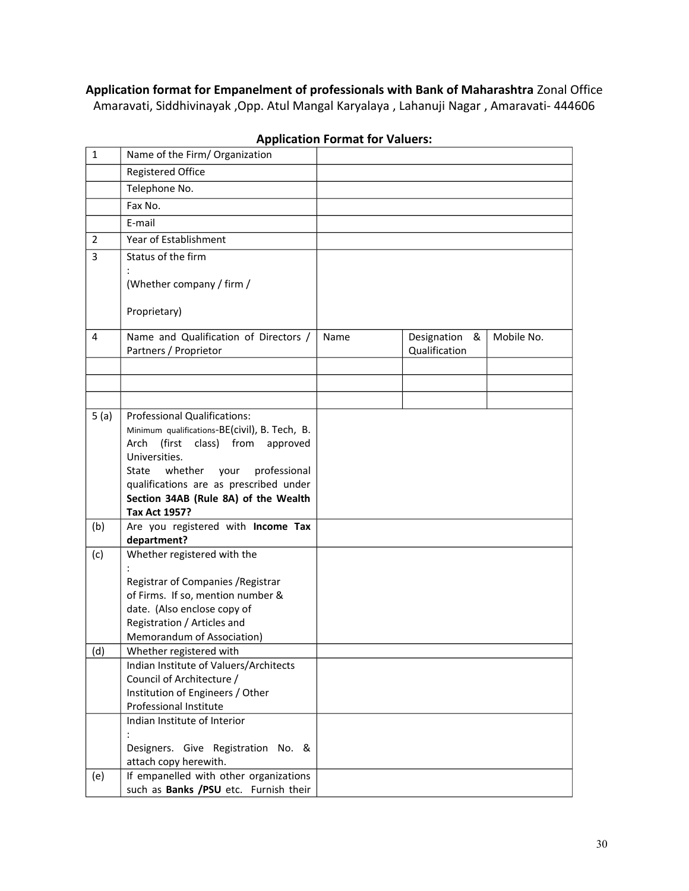**Application format for Empanelment of professionals with Bank of Maharashtra** Zonal Office Amaravati, Siddhivinayak ,Opp. Atul Mangal Karyalaya , Lahanuji Nagar , Amaravati- 444606

## Application Format for Valuers:

| | | | | |
|---|---|---|---|---|
| 1 | Name of the Firm/ Organization | | | |
| | Registered Office | | | |
| | Telephone No. | | | |
| | Fax No. | | | |
| | E-mail | | | |
| 2 | Year of Establishment | | | |
| 3 | Status of the firm : (Whether company / firm / Proprietary) | | | |
| 4 | Name and Qualification of Directors / Partners / Proprietor | Name | Designation & Qualification | Mobile No. |
| | | | | |
| | | | | |
| | | | | |
| 5 (a) | Professional Qualifications: Minimum qualifications-BE(civil), B. Tech, B. Arch (first class) from approved Universities. State whether your professional qualifications are as prescribed under **Section 34AB (Rule 8A) of the Wealth Tax Act 1957?** | | | |
| (b) | Are you registered with **Income Tax department?** | | | |
| (c) | Whether registered with the : Registrar of Companies /Registrar of Firms. If so, mention number & date. (Also enclose copy of Registration / Articles and Memorandum of Association) | | | |
| (d) | Whether registered with | | | |
| | Indian Institute of Valuers/Architects Council of Architecture / Institution of Engineers / Other Professional Institute | | | |
| | Indian Institute of Interior : Designers. Give Registration No. & attach copy herewith. | | | |
| (e) | If empanelled with other organizations such as **Banks /PSU** etc. Furnish their | | | |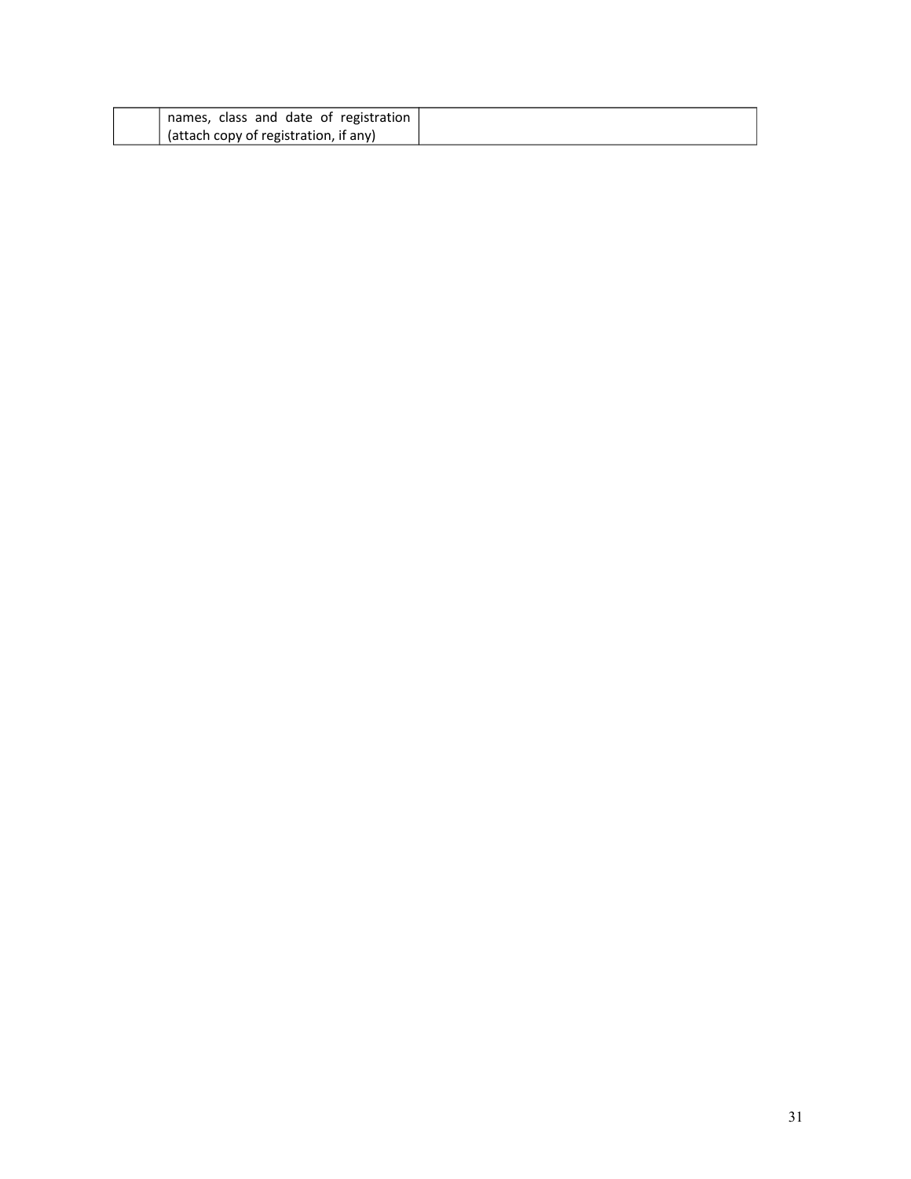| | | |
|---|---|---|
| | names, class and date of registration (attach copy of registration, if any) | |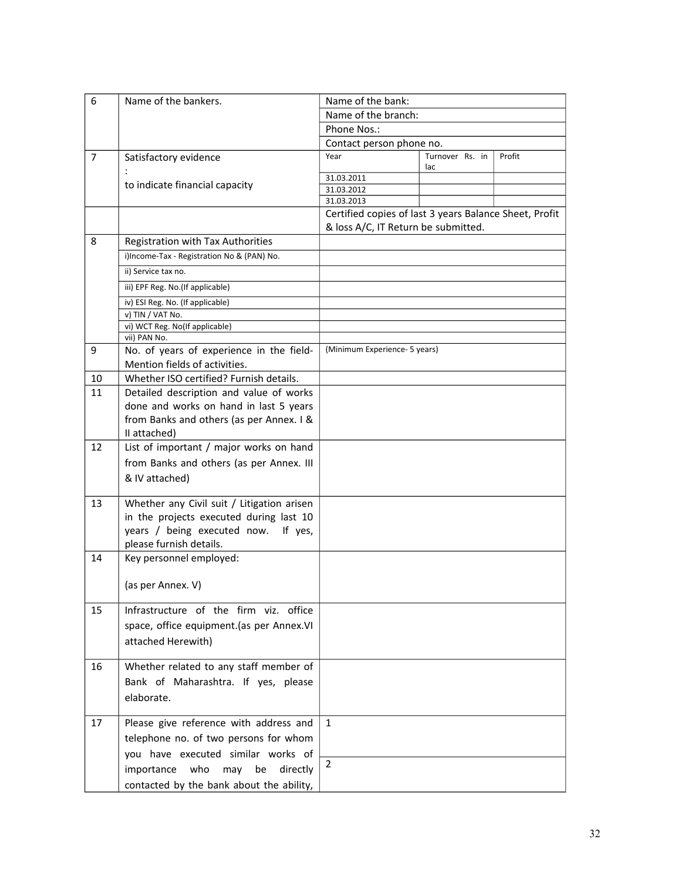| | | | | |
|---|---|---|---|---|
| 6 | Name of the bankers. | Name of the bank: | | |
| | | Name of the branch: | | |
| | | Phone Nos.: | | |
| | | Contact person phone no. | | |
| 7 | Satisfactory evidence : to indicate financial capacity | Year | Turnover Rs. in lac | Profit |
| | | 31.03.2011 | | |
| | | 31.03.2012 | | |
| | | 31.03.2013 | | |
| | | Certified copies of last 3 years Balance Sheet, Profit & loss A/C, IT Return be submitted. | | |
| 8 | Registration with Tax Authorities | | | |
| | i)Income-Tax - Registration No & (PAN) No. | | | |
| | ii) Service tax no. | | | |
| | iii) EPF Reg. No.(If applicable) | | | |
| | iv) ESI Reg. No. (If applicable) | | | |
| | v) TIN / VAT No. | | | |
| | vi) WCT Reg. No(If applicable) | | | |
| | vii) PAN No. | | | |
| 9 | No. of years of experience in the field- Mention fields of activities. | (Minimum Experience- 5 years) | | |
| 10 | Whether ISO certified? Furnish details. | | | |
| 11 | Detailed description and value of works done and works on hand in last 5 years from Banks and others (as per Annex. I & II attached) | | | |
| 12 | List of important / major works on hand from Banks and others (as per Annex. III & IV attached) | | | |
| 13 | Whether any Civil suit / Litigation arisen in the projects executed during last 10 years / being executed now. If yes, please furnish details. | | | |
| 14 | Key personnel employed: (as per Annex. V) | | | |
| 15 | Infrastructure of the firm viz. office space, office equipment.(as per Annex.VI attached Herewith) | | | |
| 16 | Whether related to any staff member of Bank of Maharashtra. If yes, please elaborate. | | | |
| 17 | Please give reference with address and telephone no. of two persons for whom you have executed similar works of importance who may be directly contacted by the bank about the ability, | 1 | | |
| | | 2 | | |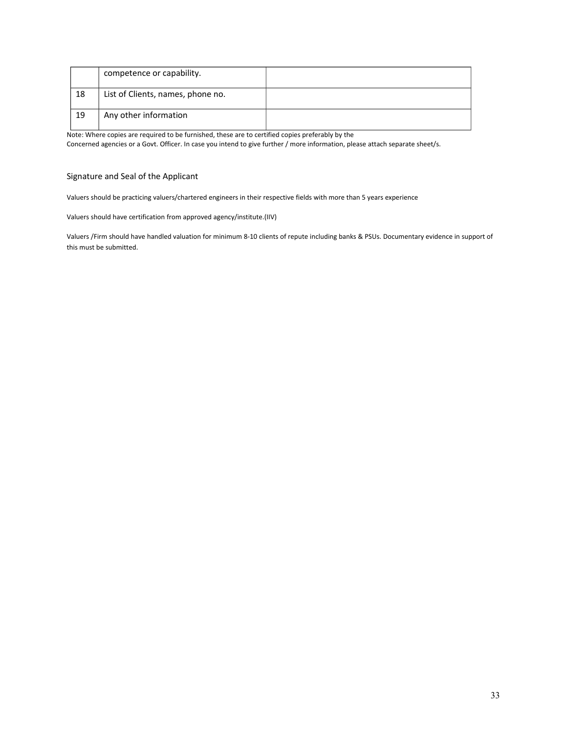| | | |
|---|---|---|
| | competence or capability. | |
| 18 | List of Clients, names, phone no. | |
| 19 | Any other information | |

Note: Where copies are required to be furnished, these are to certified copies preferably by the Concerned agencies or a Govt. Officer. In case you intend to give further / more information, please attach separate sheet/s.

Signature and Seal of the Applicant

Valuers should be practicing valuers/chartered engineers in their respective fields with more than 5 years experience

Valuers should have certification from approved agency/institute.(IIV)

Valuers /Firm should have handled valuation for minimum 8-10 clients of repute including banks & PSUs. Documentary evidence in support of this must be submitted.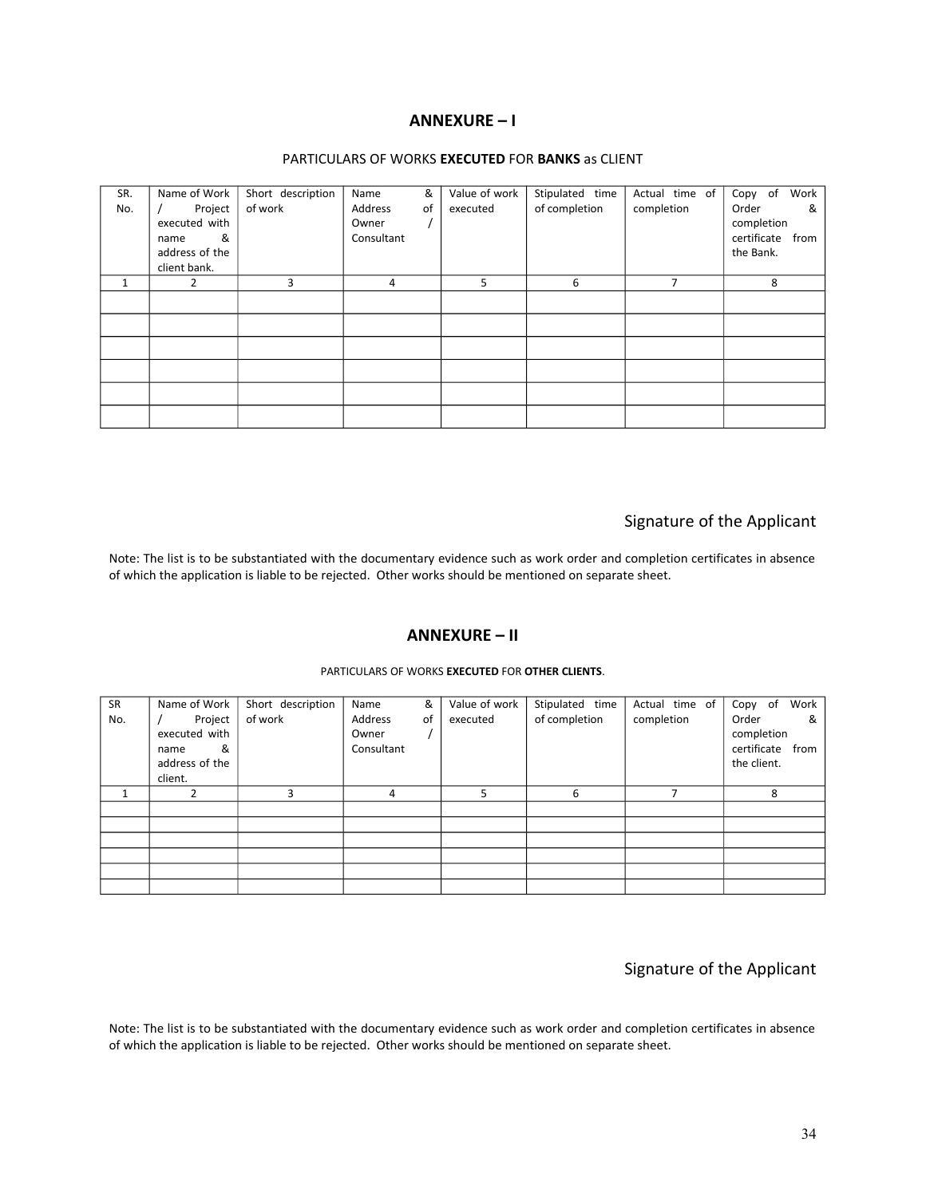## ANNEXURE – I

PARTICULARS OF WORKS **EXECUTED** FOR **BANKS** as CLIENT

| SR. No. | Name of Work / Project executed with name & address of the client bank. | Short description of work | Name & Address of Owner / Consultant | Value of work executed | Stipulated time of completion | Actual time of completion | Copy of Work Order & completion certificate from the Bank. |
|---|---|---|---|---|---|---|---|
| 1 | 2 | 3 | 4 | 5 | 6 | 7 | 8 |
| | | | | | | | |
| | | | | | | | |
| | | | | | | | |
| | | | | | | | |
| | | | | | | | |
| | | | | | | | |

Signature of the Applicant

Note: The list is to be substantiated with the documentary evidence such as work order and completion certificates in absence of which the application is liable to be rejected. Other works should be mentioned on separate sheet.

## ANNEXURE – II

PARTICULARS OF WORKS **EXECUTED** FOR **OTHER CLIENTS**.

| SR No. | Name of Work / Project executed with name & address of the client. | Short description of work | Name & Address of Owner / Consultant | Value of work executed | Stipulated time of completion | Actual time of completion | Copy of Work Order & completion certificate from the client. |
|---|---|---|---|---|---|---|---|
| 1 | 2 | 3 | 4 | 5 | 6 | 7 | 8 |
| | | | | | | | |
| | | | | | | | |
| | | | | | | | |
| | | | | | | | |
| | | | | | | | |
| | | | | | | | |

Signature of the Applicant

Note: The list is to be substantiated with the documentary evidence such as work order and completion certificates in absence of which the application is liable to be rejected. Other works should be mentioned on separate sheet.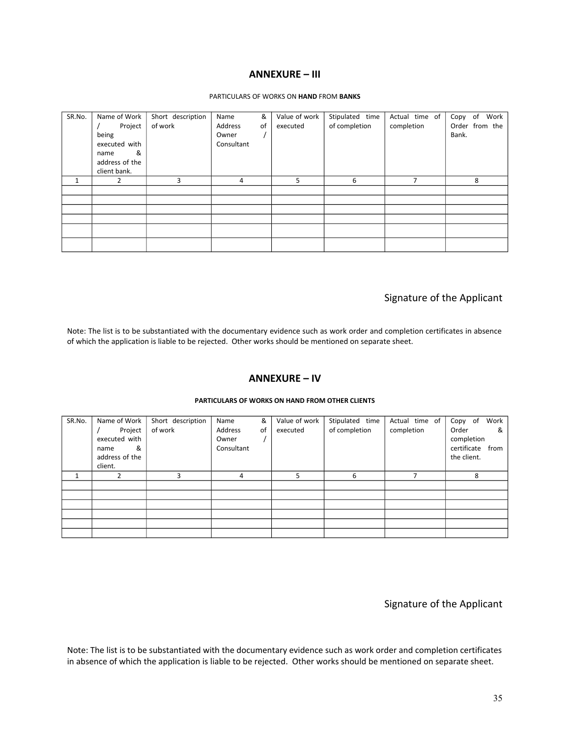## ANNEXURE – III

PARTICULARS OF WORKS ON **HAND** FROM **BANKS**

| SR.No. | Name of Work / Project being executed with name & address of the client bank. | Short description of work | Name & Address of Owner / Consultant | Value of work executed | Stipulated time of completion | Actual time of completion | Copy of Work Order from the Bank. |
|---|---|---|---|---|---|---|---|
| 1 | 2 | 3 | 4 | 5 | 6 | 7 | 8 |
| | | | | | | | |
| | | | | | | | |
| | | | | | | | |
| | | | | | | | |
| | | | | | | | |
| | | | | | | | |

Signature of the Applicant

Note: The list is to be substantiated with the documentary evidence such as work order and completion certificates in absence of which the application is liable to be rejected. Other works should be mentioned on separate sheet.

## ANNEXURE – IV

**PARTICULARS OF WORKS ON HAND FROM OTHER CLIENTS**

| SR.No. | Name of Work / Project executed with name & address of the client. | Short description of work | Name & Address of Owner / Consultant | Value of work executed | Stipulated time of completion | Actual time of completion | Copy of Work Order & completion certificate from the client. |
|---|---|---|---|---|---|---|---|
| 1 | 2 | 3 | 4 | 5 | 6 | 7 | 8 |
| | | | | | | | |
| | | | | | | | |
| | | | | | | | |
| | | | | | | | |
| | | | | | | | |
| | | | | | | | |

Signature of the Applicant

Note: The list is to be substantiated with the documentary evidence such as work order and completion certificates in absence of which the application is liable to be rejected. Other works should be mentioned on separate sheet.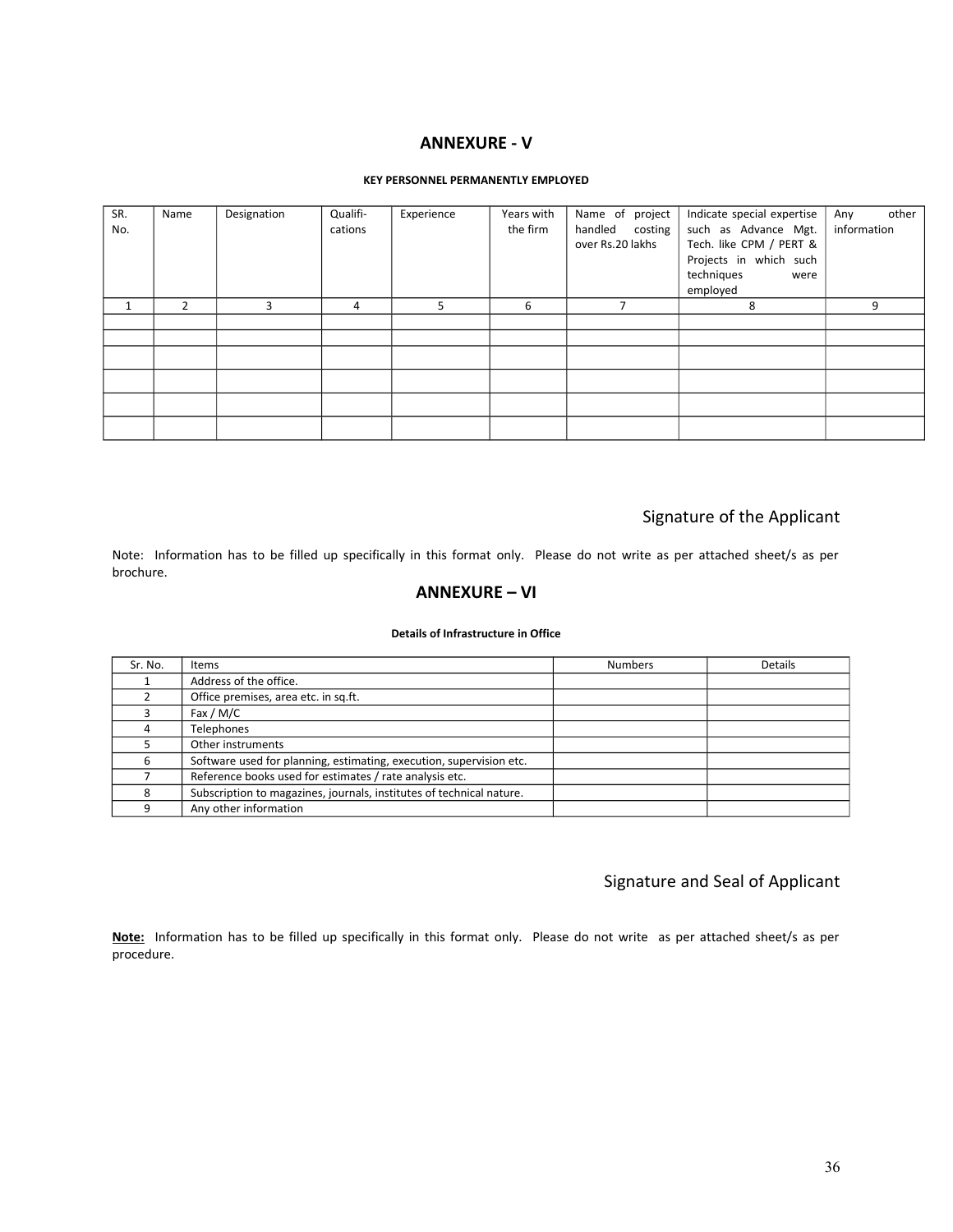## ANNEXURE - V

**KEY PERSONNEL PERMANENTLY EMPLOYED**

| SR. No. | Name | Designation | Qualifi-cations | Experience | Years with the firm | Name of project handled costing over Rs.20 lakhs | Indicate special expertise such as Advance Mgt. Tech. like CPM / PERT & Projects in which such techniques were employed | Any other information |
|---|---|---|---|---|---|---|---|---|
| 1 | 2 | 3 | 4 | 5 | 6 | 7 | 8 | 9 |
| | | | | | | | | |
| | | | | | | | | |
| | | | | | | | | |
| | | | | | | | | |
| | | | | | | | | |
| | | | | | | | | |

Signature of the Applicant

Note: Information has to be filled up specifically in this format only. Please do not write as per attached sheet/s as per brochure.

## ANNEXURE – VI

**Details of Infrastructure in Office**

| Sr. No. | Items | Numbers | Details |
|---|---|---|---|
| 1 | Address of the office. | | |
| 2 | Office premises, area etc. in sq.ft. | | |
| 3 | Fax / M/C | | |
| 4 | Telephones | | |
| 5 | Other instruments | | |
| 6 | Software used for planning, estimating, execution, supervision etc. | | |
| 7 | Reference books used for estimates / rate analysis etc. | | |
| 8 | Subscription to magazines, journals, institutes of technical nature. | | |
| 9 | Any other information | | |

Signature and Seal of Applicant

**Note:** Information has to be filled up specifically in this format only. Please do not write as per attached sheet/s as per procedure.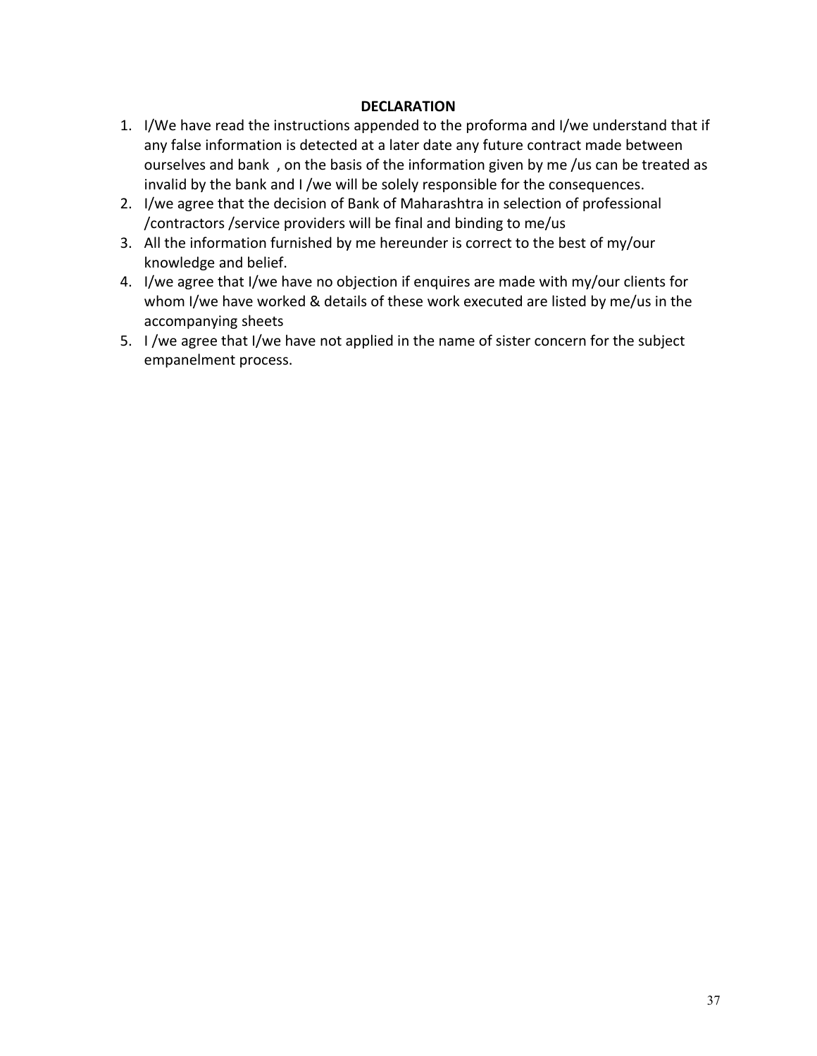**DECLARATION**

1. I/We have read the instructions appended to the proforma and I/we understand that if any false information is detected at a later date any future contract made between ourselves and bank , on the basis of the information given by me /us can be treated as invalid by the bank and I /we will be solely responsible for the consequences.
2. I/we agree that the decision of Bank of Maharashtra in selection of professional /contractors /service providers will be final and binding to me/us
3. All the information furnished by me hereunder is correct to the best of my/our knowledge and belief.
4. I/we agree that I/we have no objection if enquires are made with my/our clients for whom I/we have worked & details of these work executed are listed by me/us in the accompanying sheets
5. I /we agree that I/we have not applied in the name of sister concern for the subject empanelment process.